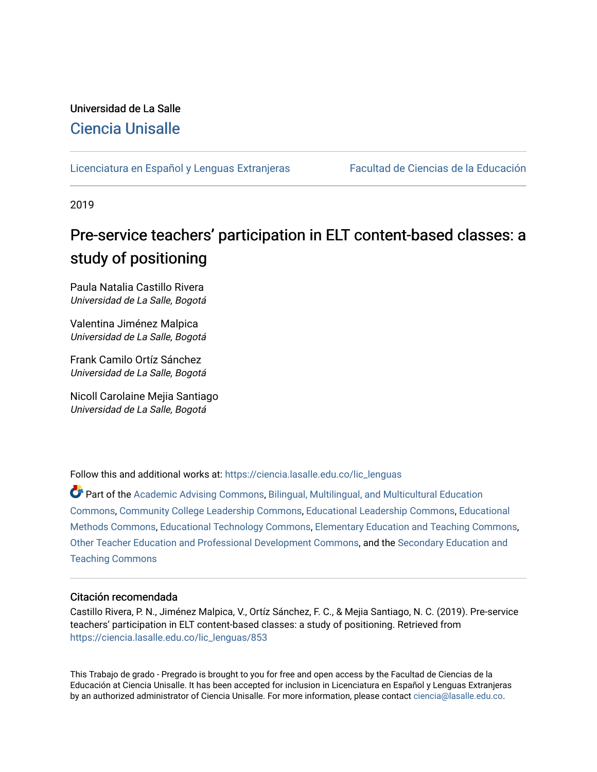Universidad de La Salle

## Ciencia Unisalle

Licenciatura en Español y Lenguas Extranjeras | Facultad de Ciencias de la Educación

2019

# Pre-service teachers' participation in ELT content-based classes: a study of positioning

Paula Natalia Castillo Rivera
*Universidad de La Salle, Bogotá*

Valentina Jiménez Malpica
*Universidad de La Salle, Bogotá*

Frank Camilo Ortíz Sánchez
*Universidad de La Salle, Bogotá*

Nicoll Carolaine Mejia Santiago
*Universidad de La Salle, Bogotá*

Follow this and additional works at: https://ciencia.lasalle.edu.co/lic_lenguas

Part of the Academic Advising Commons, Bilingual, Multilingual, and Multicultural Education Commons, Community College Leadership Commons, Educational Leadership Commons, Educational Methods Commons, Educational Technology Commons, Elementary Education and Teaching Commons, Other Teacher Education and Professional Development Commons, and the Secondary Education and Teaching Commons

### Citación recomendada

Castillo Rivera, P. N., Jiménez Malpica, V., Ortíz Sánchez, F. C., & Mejia Santiago, N. C. (2019). Pre-service teachers' participation in ELT content-based classes: a study of positioning. Retrieved from https://ciencia.lasalle.edu.co/lic_lenguas/853

This Trabajo de grado - Pregrado is brought to you for free and open access by the Facultad de Ciencias de la Educación at Ciencia Unisalle. It has been accepted for inclusion in Licenciatura en Español y Lenguas Extranjeras by an authorized administrator of Ciencia Unisalle. For more information, please contact ciencia@lasalle.edu.co.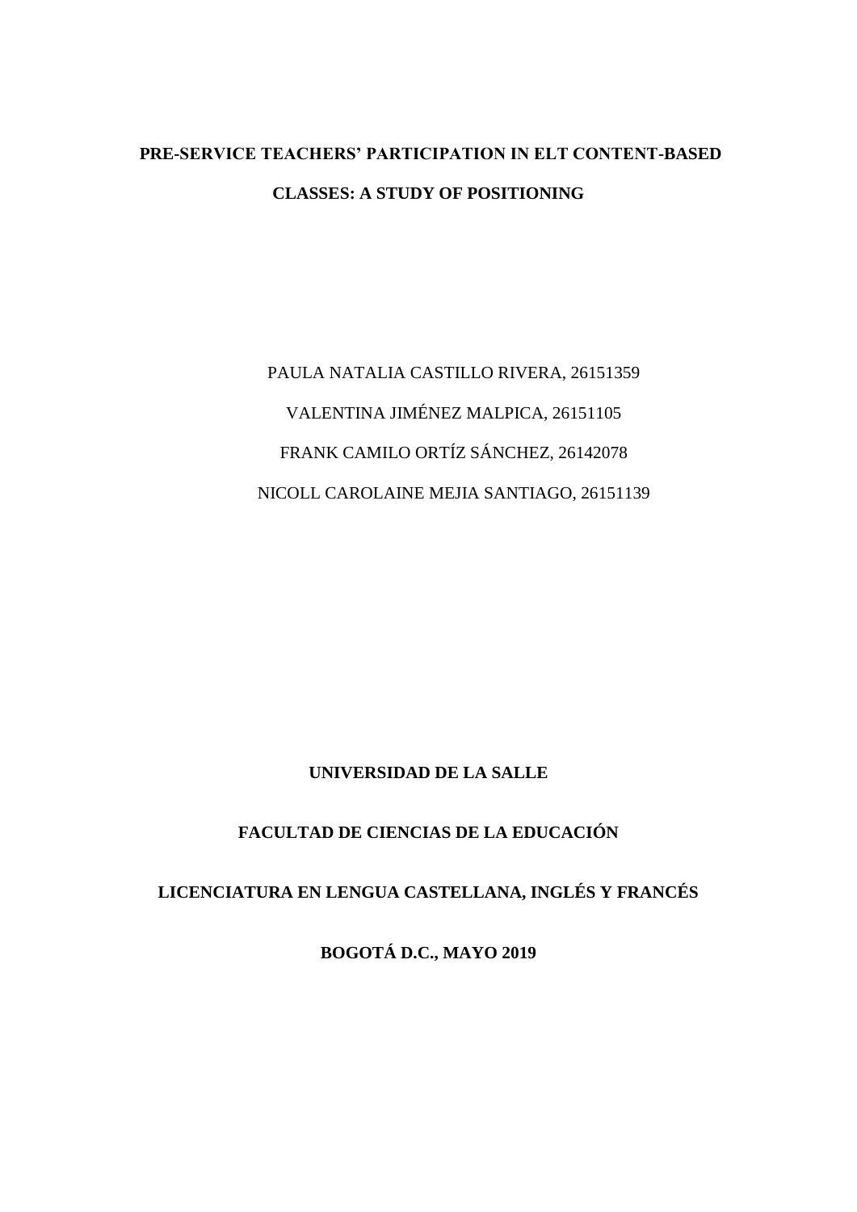**PRE-SERVICE TEACHERS' PARTICIPATION IN ELT CONTENT-BASED CLASSES: A STUDY OF POSITIONING**

PAULA NATALIA CASTILLO RIVERA, 26151359

VALENTINA JIMÉNEZ MALPICA, 26151105

FRANK CAMILO ORTÍZ SÁNCHEZ, 26142078

NICOLL CAROLAINE MEJIA SANTIAGO, 26151139

**UNIVERSIDAD DE LA SALLE**

**FACULTAD DE CIENCIAS DE LA EDUCACIÓN**

**LICENCIATURA EN LENGUA CASTELLANA, INGLÉS Y FRANCÉS**

**BOGOTÁ D.C., MAYO 2019**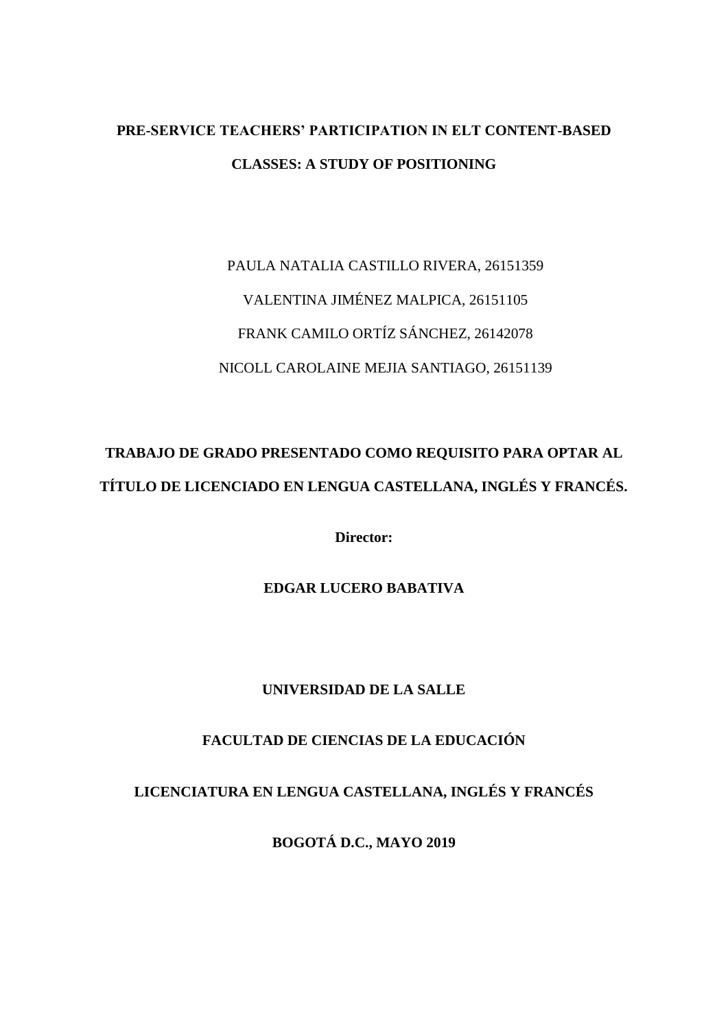# PRE-SERVICE TEACHERS' PARTICIPATION IN ELT CONTENT-BASED CLASSES: A STUDY OF POSITIONING

PAULA NATALIA CASTILLO RIVERA, 26151359

VALENTINA JIMÉNEZ MALPICA, 26151105

FRANK CAMILO ORTÍZ SÁNCHEZ, 26142078

NICOLL CAROLAINE MEJIA SANTIAGO, 26151139

**TRABAJO DE GRADO PRESENTADO COMO REQUISITO PARA OPTAR AL TÍTULO DE LICENCIADO EN LENGUA CASTELLANA, INGLÉS Y FRANCÉS.**

**Director:**

**EDGAR LUCERO BABATIVA**

**UNIVERSIDAD DE LA SALLE**

**FACULTAD DE CIENCIAS DE LA EDUCACIÓN**

**LICENCIATURA EN LENGUA CASTELLANA, INGLÉS Y FRANCÉS**

**BOGOTÁ D.C., MAYO 2019**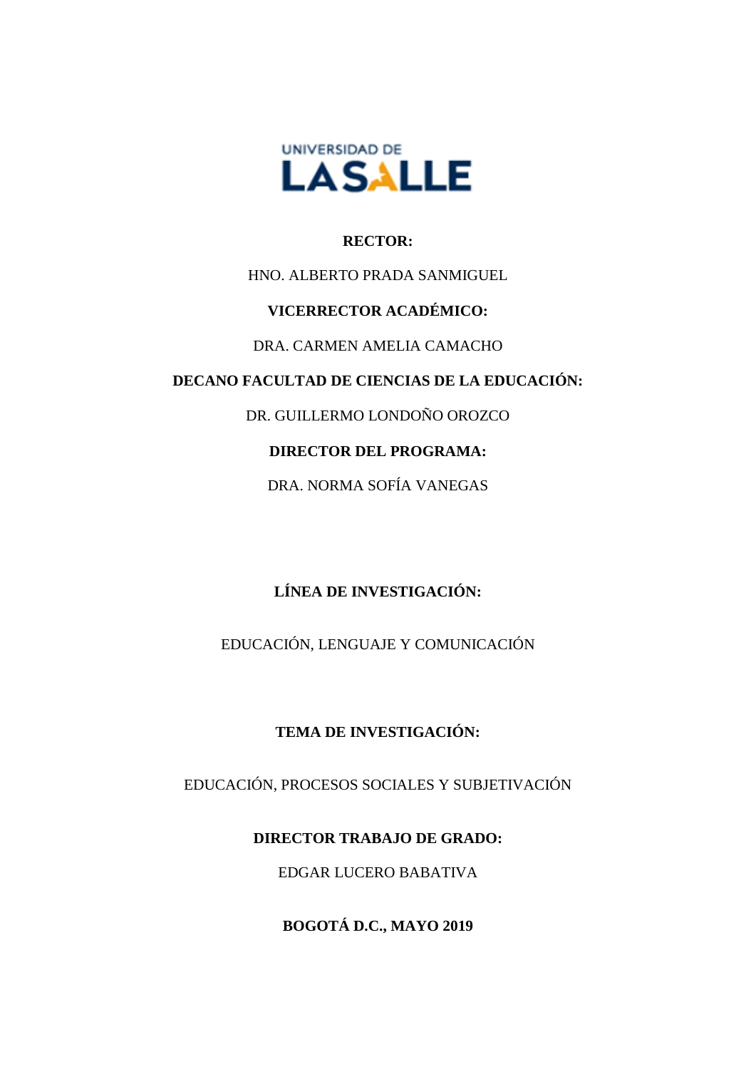UNIVERSIDAD DE LASALLE

**RECTOR:**

HNO. ALBERTO PRADA SANMIGUEL

**VICERRECTOR ACADÉMICO:**

DRA. CARMEN AMELIA CAMACHO

**DECANO FACULTAD DE CIENCIAS DE LA EDUCACIÓN:**

DR. GUILLERMO LONDOÑO OROZCO

**DIRECTOR DEL PROGRAMA:**

DRA. NORMA SOFÍA VANEGAS

**LÍNEA DE INVESTIGACIÓN:**

EDUCACIÓN, LENGUAJE Y COMUNICACIÓN

**TEMA DE INVESTIGACIÓN:**

EDUCACIÓN, PROCESOS SOCIALES Y SUBJETIVACIÓN

**DIRECTOR TRABAJO DE GRADO:**

EDGAR LUCERO BABATIVA

**BOGOTÁ D.C., MAYO 2019**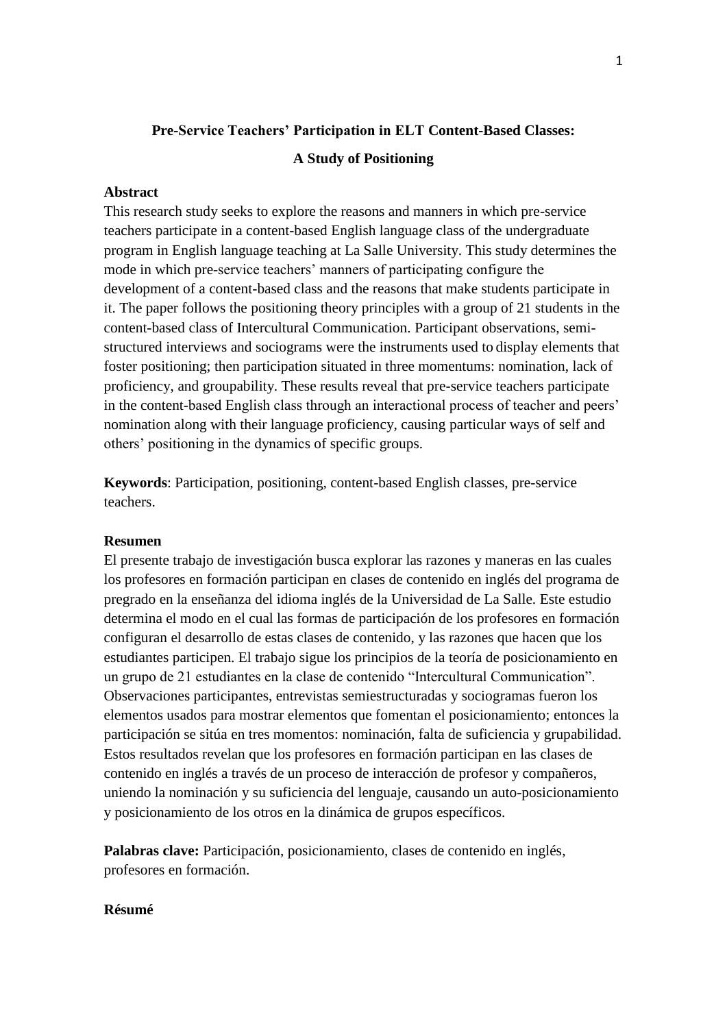**Pre-Service Teachers' Participation in ELT Content-Based Classes:**

**A Study of Positioning**

**Abstract**

This research study seeks to explore the reasons and manners in which pre-service teachers participate in a content-based English language class of the undergraduate program in English language teaching at La Salle University. This study determines the mode in which pre-service teachers' manners of participating configure the development of a content-based class and the reasons that make students participate in it. The paper follows the positioning theory principles with a group of 21 students in the content-based class of Intercultural Communication. Participant observations, semi-structured interviews and sociograms were the instruments used to display elements that foster positioning; then participation situated in three momentums: nomination, lack of proficiency, and groupability. These results reveal that pre-service teachers participate in the content-based English class through an interactional process of teacher and peers' nomination along with their language proficiency, causing particular ways of self and others' positioning in the dynamics of specific groups.

**Keywords**: Participation, positioning, content-based English classes, pre-service teachers.

**Resumen**

El presente trabajo de investigación busca explorar las razones y maneras en las cuales los profesores en formación participan en clases de contenido en inglés del programa de pregrado en la enseñanza del idioma inglés de la Universidad de La Salle. Este estudio determina el modo en el cual las formas de participación de los profesores en formación configuran el desarrollo de estas clases de contenido, y las razones que hacen que los estudiantes participen. El trabajo sigue los principios de la teoría de posicionamiento en un grupo de 21 estudiantes en la clase de contenido "Intercultural Communication". Observaciones participantes, entrevistas semiestructuradas y sociogramas fueron los elementos usados para mostrar elementos que fomentan el posicionamiento; entonces la participación se sitúa en tres momentos: nominación, falta de suficiencia y grupabilidad. Estos resultados revelan que los profesores en formación participan en las clases de contenido en inglés a través de un proceso de interacción de profesor y compañeros, uniendo la nominación y su suficiencia del lenguaje, causando un auto-posicionamiento y posicionamiento de los otros en la dinámica de grupos específicos.

**Palabras clave:** Participación, posicionamiento, clases de contenido en inglés, profesores en formación.

**Résumé**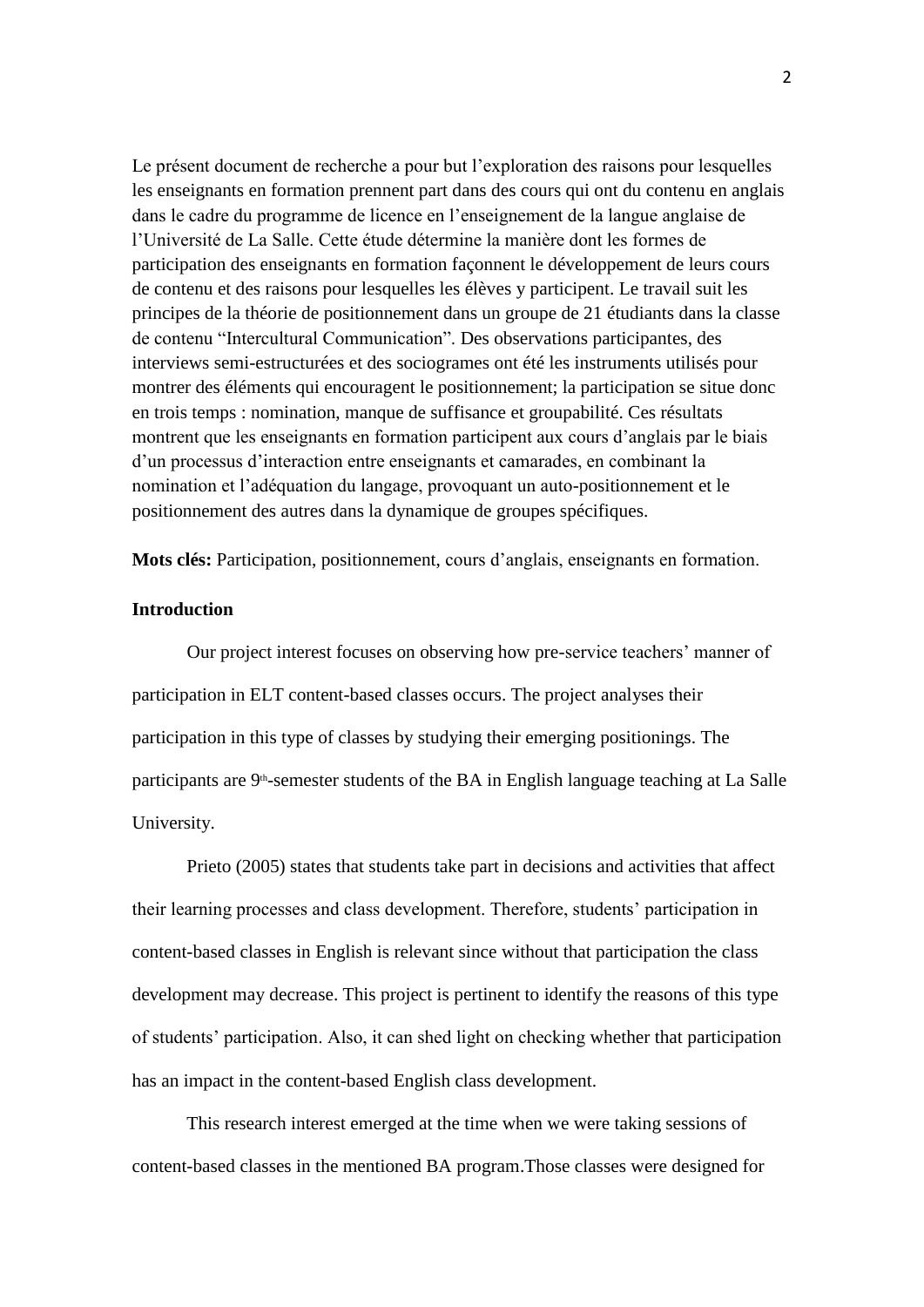Le présent document de recherche a pour but l'exploration des raisons pour lesquelles les enseignants en formation prennent part dans des cours qui ont du contenu en anglais dans le cadre du programme de licence en l'enseignement de la langue anglaise de l'Université de La Salle. Cette étude détermine la manière dont les formes de participation des enseignants en formation façonnent le développement de leurs cours de contenu et des raisons pour lesquelles les élèves y participent. Le travail suit les principes de la théorie de positionnement dans un groupe de 21 étudiants dans la classe de contenu "Intercultural Communication". Des observations participantes, des interviews semi-estructurées et des sociogrames ont été les instruments utilisés pour montrer des éléments qui encouragent le positionnement; la participation se situe donc en trois temps : nomination, manque de suffisance et groupabilité. Ces résultats montrent que les enseignants en formation participent aux cours d'anglais par le biais d'un processus d'interaction entre enseignants et camarades, en combinant la nomination et l'adéquation du langage, provoquant un auto-positionnement et le positionnement des autres dans la dynamique de groupes spécifiques.

**Mots clés:** Participation, positionnement, cours d'anglais, enseignants en formation.

**Introduction**

Our project interest focuses on observing how pre-service teachers' manner of participation in ELT content-based classes occurs. The project analyses their participation in this type of classes by studying their emerging positionings. The participants are 9th-semester students of the BA in English language teaching at La Salle University.

Prieto (2005) states that students take part in decisions and activities that affect their learning processes and class development. Therefore, students' participation in content-based classes in English is relevant since without that participation the class development may decrease. This project is pertinent to identify the reasons of this type of students' participation. Also, it can shed light on checking whether that participation has an impact in the content-based English class development.

This research interest emerged at the time when we were taking sessions of content-based classes in the mentioned BA program.Those classes were designed for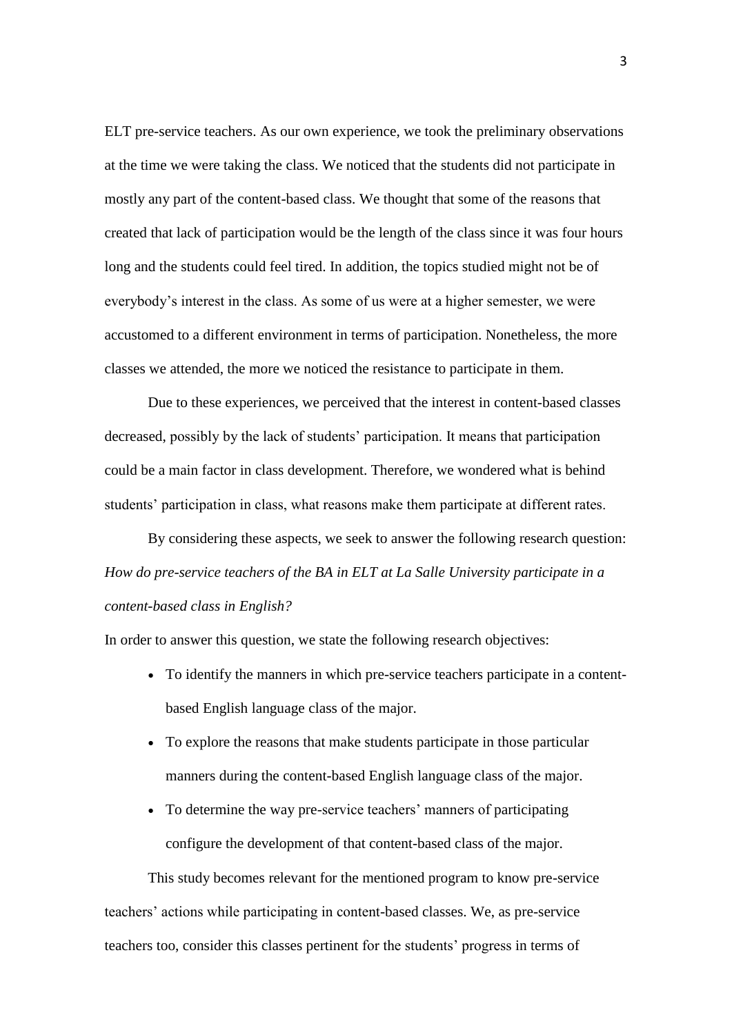ELT pre-service teachers. As our own experience, we took the preliminary observations at the time we were taking the class. We noticed that the students did not participate in mostly any part of the content-based class. We thought that some of the reasons that created that lack of participation would be the length of the class since it was four hours long and the students could feel tired. In addition, the topics studied might not be of everybody's interest in the class. As some of us were at a higher semester, we were accustomed to a different environment in terms of participation. Nonetheless, the more classes we attended, the more we noticed the resistance to participate in them.

Due to these experiences, we perceived that the interest in content-based classes decreased, possibly by the lack of students' participation. It means that participation could be a main factor in class development. Therefore, we wondered what is behind students' participation in class, what reasons make them participate at different rates.

By considering these aspects, we seek to answer the following research question: *How do pre-service teachers of the BA in ELT at La Salle University participate in a content-based class in English?*

In order to answer this question, we state the following research objectives:

- To identify the manners in which pre-service teachers participate in a content-based English language class of the major.
- To explore the reasons that make students participate in those particular manners during the content-based English language class of the major.
- To determine the way pre-service teachers' manners of participating configure the development of that content-based class of the major.

This study becomes relevant for the mentioned program to know pre-service teachers' actions while participating in content-based classes. We, as pre-service teachers too, consider this classes pertinent for the students' progress in terms of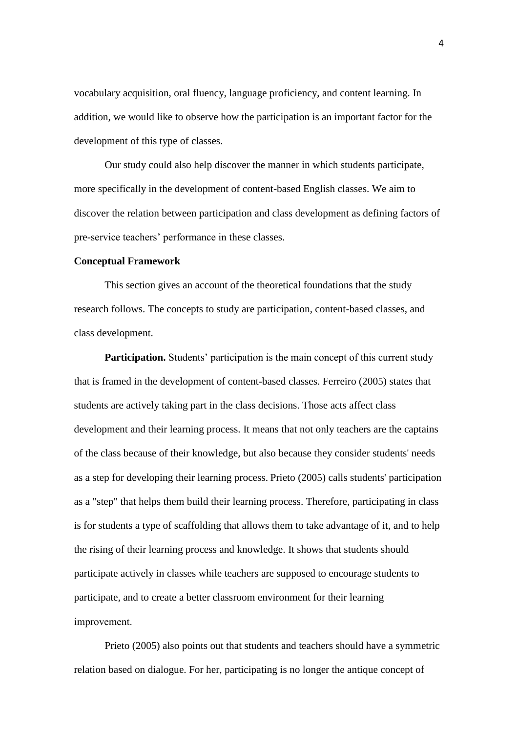vocabulary acquisition, oral fluency, language proficiency, and content learning. In addition, we would like to observe how the participation is an important factor for the development of this type of classes.

Our study could also help discover the manner in which students participate, more specifically in the development of content-based English classes. We aim to discover the relation between participation and class development as defining factors of pre-service teachers' performance in these classes.

## Conceptual Framework

This section gives an account of the theoretical foundations that the study research follows. The concepts to study are participation, content-based classes, and class development.

**Participation.** Students' participation is the main concept of this current study that is framed in the development of content-based classes. Ferreiro (2005) states that students are actively taking part in the class decisions. Those acts affect class development and their learning process. It means that not only teachers are the captains of the class because of their knowledge, but also because they consider students' needs as a step for developing their learning process. Prieto (2005) calls students' participation as a "step" that helps them build their learning process. Therefore, participating in class is for students a type of scaffolding that allows them to take advantage of it, and to help the rising of their learning process and knowledge. It shows that students should participate actively in classes while teachers are supposed to encourage students to participate, and to create a better classroom environment for their learning improvement.

Prieto (2005) also points out that students and teachers should have a symmetric relation based on dialogue. For her, participating is no longer the antique concept of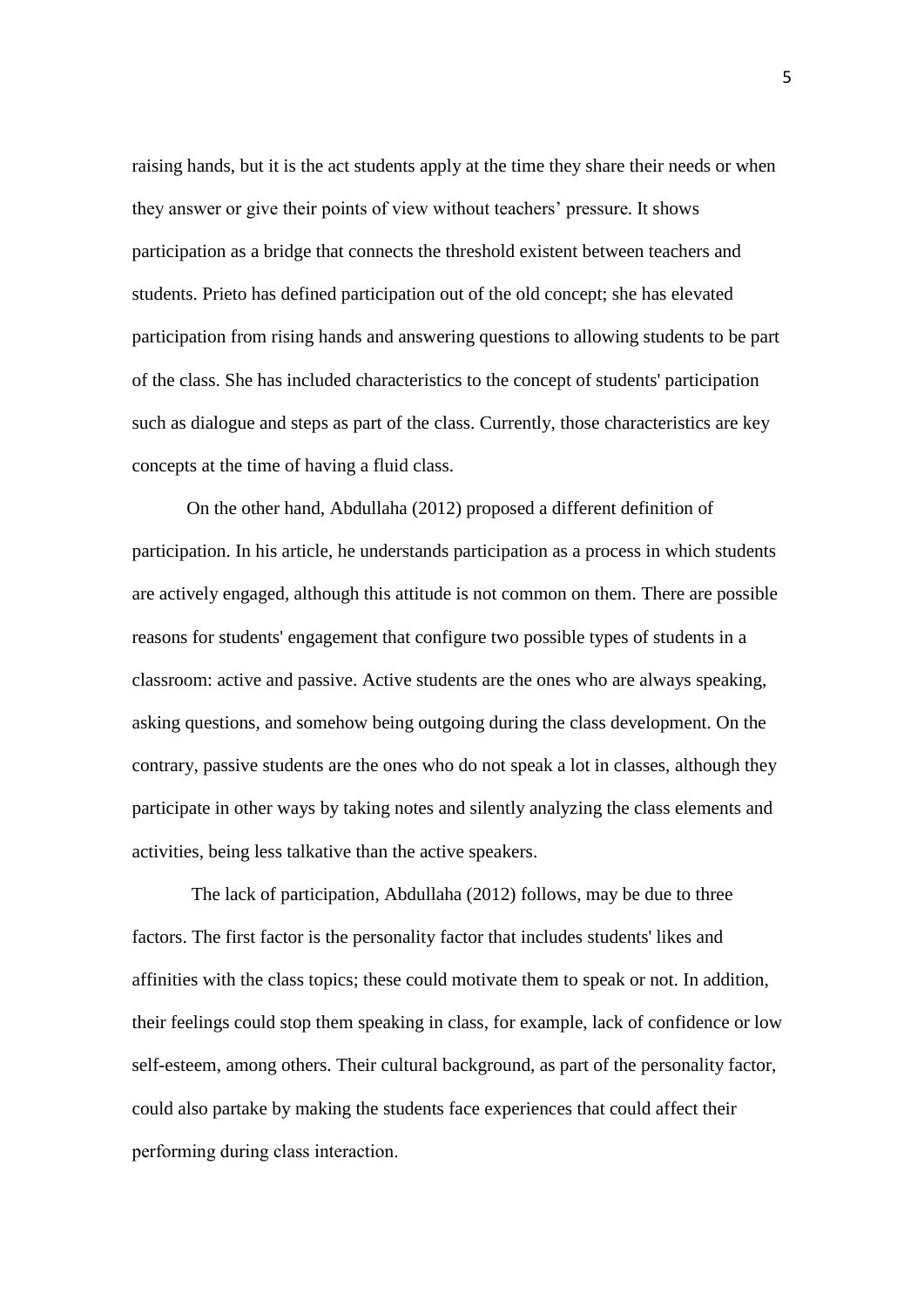raising hands, but it is the act students apply at the time they share their needs or when they answer or give their points of view without teachers' pressure. It shows participation as a bridge that connects the threshold existent between teachers and students. Prieto has defined participation out of the old concept; she has elevated participation from rising hands and answering questions to allowing students to be part of the class. She has included characteristics to the concept of students' participation such as dialogue and steps as part of the class. Currently, those characteristics are key concepts at the time of having a fluid class.

On the other hand, Abdullaha (2012) proposed a different definition of participation. In his article, he understands participation as a process in which students are actively engaged, although this attitude is not common on them. There are possible reasons for students' engagement that configure two possible types of students in a classroom: active and passive. Active students are the ones who are always speaking, asking questions, and somehow being outgoing during the class development. On the contrary, passive students are the ones who do not speak a lot in classes, although they participate in other ways by taking notes and silently analyzing the class elements and activities, being less talkative than the active speakers.

The lack of participation, Abdullaha (2012) follows, may be due to three factors. The first factor is the personality factor that includes students' likes and affinities with the class topics; these could motivate them to speak or not. In addition, their feelings could stop them speaking in class, for example, lack of confidence or low self-esteem, among others. Their cultural background, as part of the personality factor, could also partake by making the students face experiences that could affect their performing during class interaction.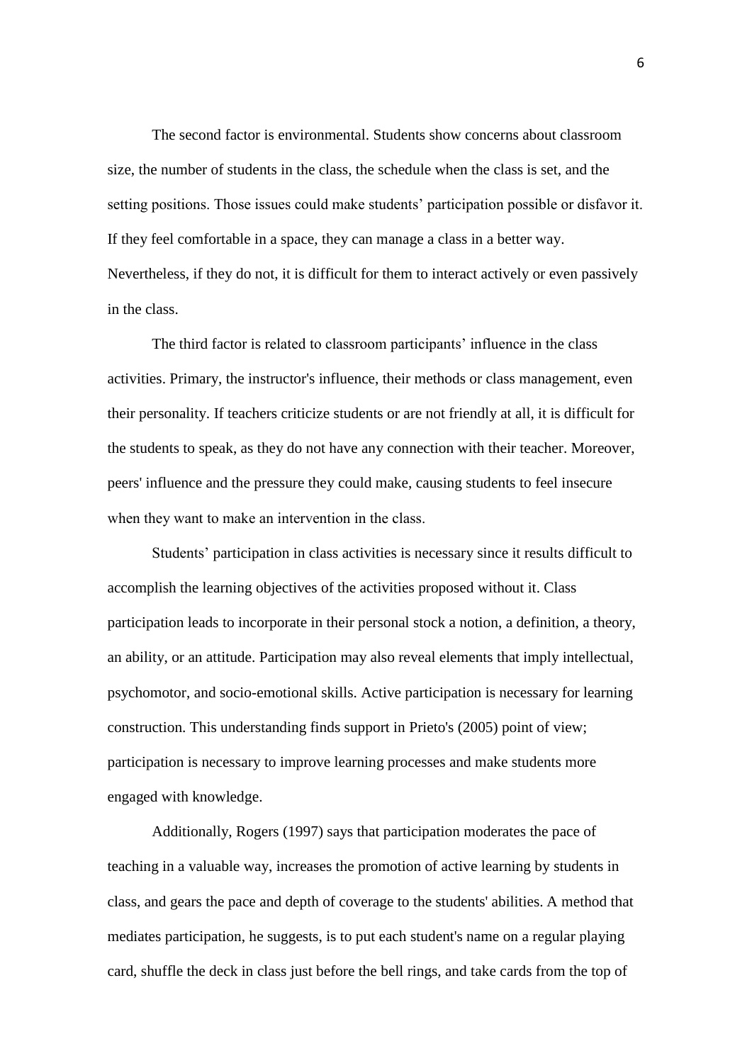The second factor is environmental. Students show concerns about classroom size, the number of students in the class, the schedule when the class is set, and the setting positions. Those issues could make students' participation possible or disfavor it. If they feel comfortable in a space, they can manage a class in a better way. Nevertheless, if they do not, it is difficult for them to interact actively or even passively in the class.

The third factor is related to classroom participants' influence in the class activities. Primary, the instructor's influence, their methods or class management, even their personality. If teachers criticize students or are not friendly at all, it is difficult for the students to speak, as they do not have any connection with their teacher. Moreover, peers' influence and the pressure they could make, causing students to feel insecure when they want to make an intervention in the class.

Students' participation in class activities is necessary since it results difficult to accomplish the learning objectives of the activities proposed without it. Class participation leads to incorporate in their personal stock a notion, a definition, a theory, an ability, or an attitude. Participation may also reveal elements that imply intellectual, psychomotor, and socio-emotional skills. Active participation is necessary for learning construction. This understanding finds support in Prieto's (2005) point of view; participation is necessary to improve learning processes and make students more engaged with knowledge.

Additionally, Rogers (1997) says that participation moderates the pace of teaching in a valuable way, increases the promotion of active learning by students in class, and gears the pace and depth of coverage to the students' abilities. A method that mediates participation, he suggests, is to put each student's name on a regular playing card, shuffle the deck in class just before the bell rings, and take cards from the top of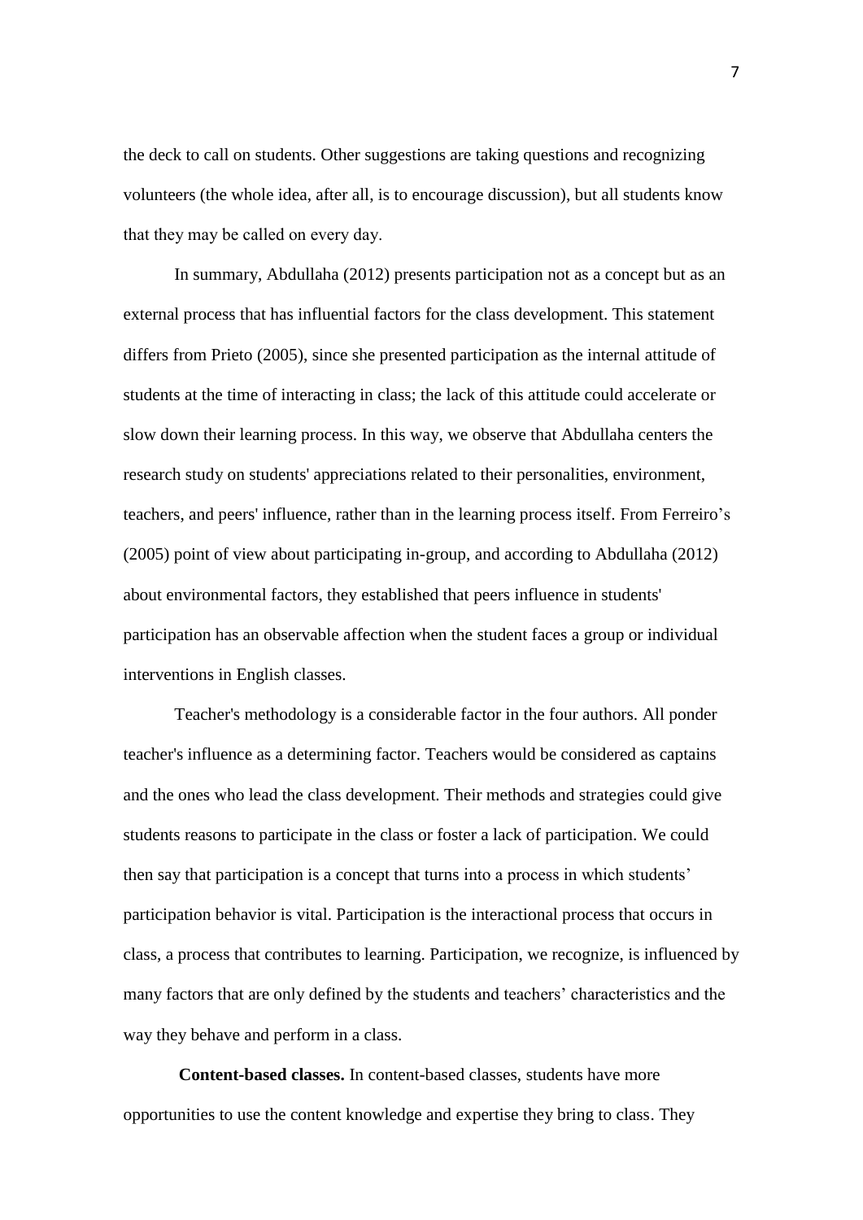the deck to call on students. Other suggestions are taking questions and recognizing volunteers (the whole idea, after all, is to encourage discussion), but all students know that they may be called on every day.

In summary, Abdullaha (2012) presents participation not as a concept but as an external process that has influential factors for the class development. This statement differs from Prieto (2005), since she presented participation as the internal attitude of students at the time of interacting in class; the lack of this attitude could accelerate or slow down their learning process. In this way, we observe that Abdullaha centers the research study on students' appreciations related to their personalities, environment, teachers, and peers' influence, rather than in the learning process itself. From Ferreiro's (2005) point of view about participating in-group, and according to Abdullaha (2012) about environmental factors, they established that peers influence in students' participation has an observable affection when the student faces a group or individual interventions in English classes.

Teacher's methodology is a considerable factor in the four authors. All ponder teacher's influence as a determining factor. Teachers would be considered as captains and the ones who lead the class development. Their methods and strategies could give students reasons to participate in the class or foster a lack of participation. We could then say that participation is a concept that turns into a process in which students' participation behavior is vital. Participation is the interactional process that occurs in class, a process that contributes to learning. Participation, we recognize, is influenced by many factors that are only defined by the students and teachers' characteristics and the way they behave and perform in a class.

**Content-based classes.** In content-based classes, students have more opportunities to use the content knowledge and expertise they bring to class. They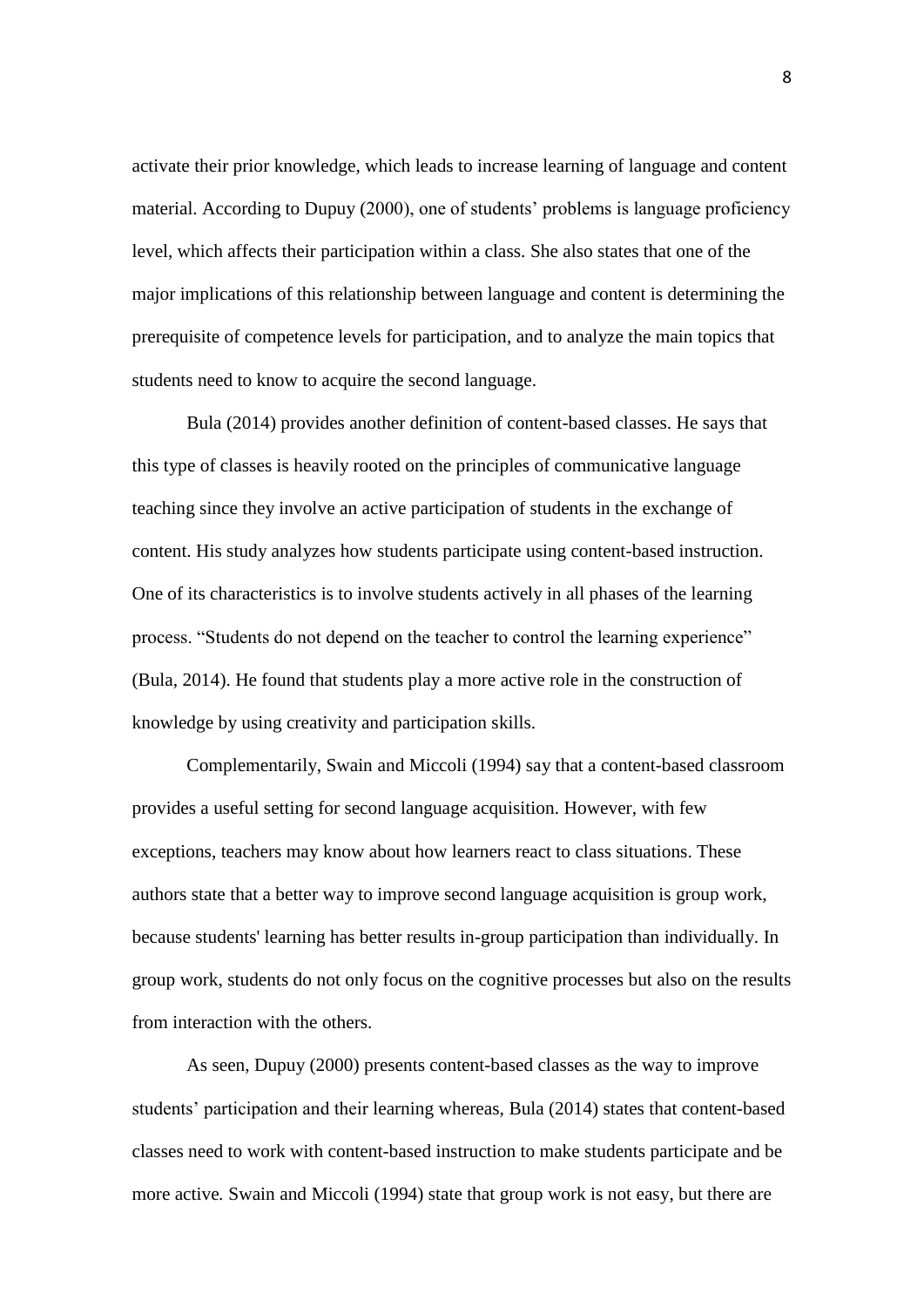activate their prior knowledge, which leads to increase learning of language and content material. According to Dupuy (2000), one of students' problems is language proficiency level, which affects their participation within a class. She also states that one of the major implications of this relationship between language and content is determining the prerequisite of competence levels for participation, and to analyze the main topics that students need to know to acquire the second language.

Bula (2014) provides another definition of content-based classes. He says that this type of classes is heavily rooted on the principles of communicative language teaching since they involve an active participation of students in the exchange of content. His study analyzes how students participate using content-based instruction. One of its characteristics is to involve students actively in all phases of the learning process. "Students do not depend on the teacher to control the learning experience" (Bula, 2014). He found that students play a more active role in the construction of knowledge by using creativity and participation skills.

Complementarily, Swain and Miccoli (1994) say that a content-based classroom provides a useful setting for second language acquisition. However, with few exceptions, teachers may know about how learners react to class situations. These authors state that a better way to improve second language acquisition is group work, because students' learning has better results in-group participation than individually. In group work, students do not only focus on the cognitive processes but also on the results from interaction with the others.

As seen, Dupuy (2000) presents content-based classes as the way to improve students' participation and their learning whereas, Bula (2014) states that content-based classes need to work with content-based instruction to make students participate and be more active. Swain and Miccoli (1994) state that group work is not easy, but there are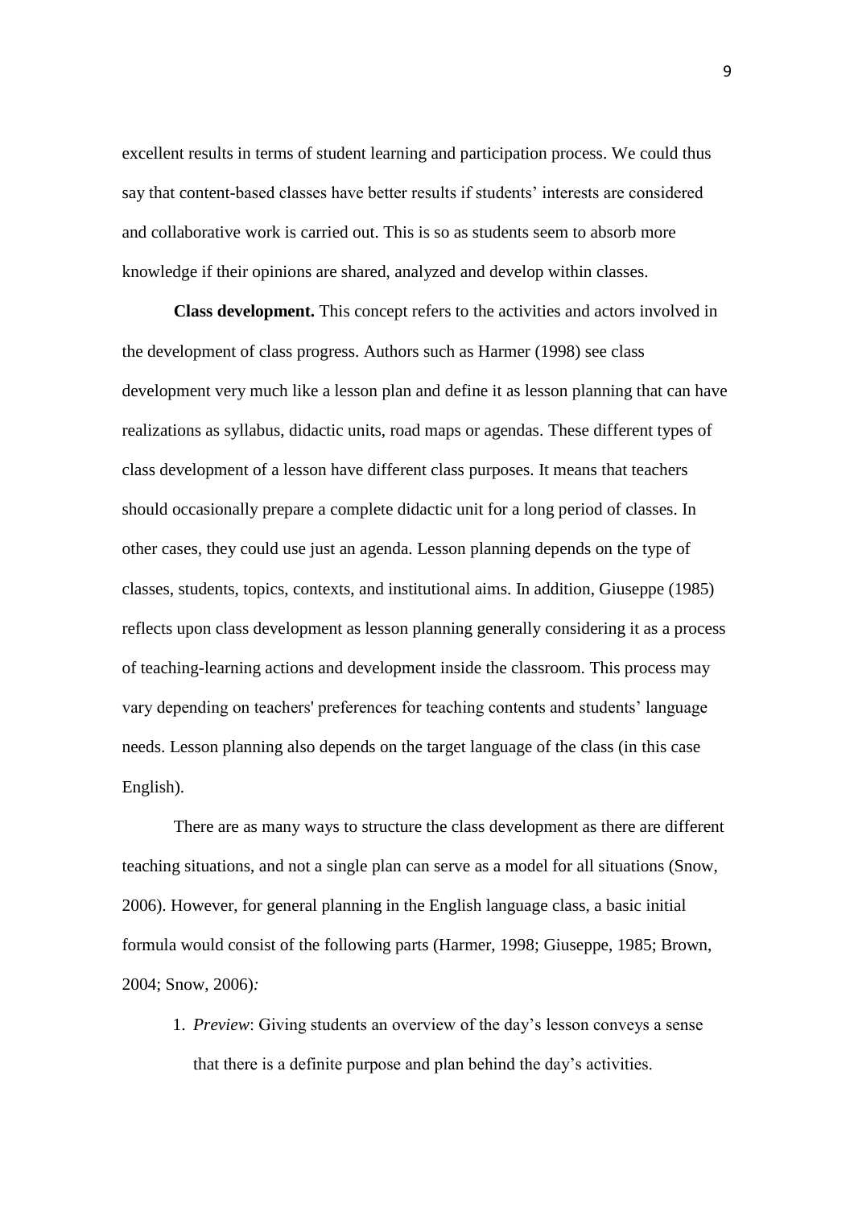excellent results in terms of student learning and participation process. We could thus say that content-based classes have better results if students' interests are considered and collaborative work is carried out. This is so as students seem to absorb more knowledge if their opinions are shared, analyzed and develop within classes.

**Class development.** This concept refers to the activities and actors involved in the development of class progress. Authors such as Harmer (1998) see class development very much like a lesson plan and define it as lesson planning that can have realizations as syllabus, didactic units, road maps or agendas. These different types of class development of a lesson have different class purposes. It means that teachers should occasionally prepare a complete didactic unit for a long period of classes. In other cases, they could use just an agenda. Lesson planning depends on the type of classes, students, topics, contexts, and institutional aims. In addition, Giuseppe (1985) reflects upon class development as lesson planning generally considering it as a process of teaching-learning actions and development inside the classroom. This process may vary depending on teachers' preferences for teaching contents and students' language needs. Lesson planning also depends on the target language of the class (in this case English).

There are as many ways to structure the class development as there are different teaching situations, and not a single plan can serve as a model for all situations (Snow, 2006). However, for general planning in the English language class, a basic initial formula would consist of the following parts (Harmer, 1998; Giuseppe, 1985; Brown, 2004; Snow, 2006)*:*

1. *Preview*: Giving students an overview of the day's lesson conveys a sense that there is a definite purpose and plan behind the day's activities.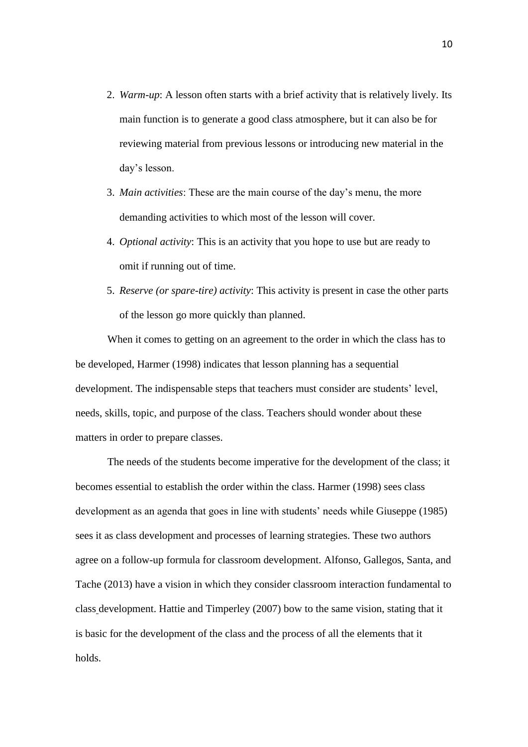2. *Warm-up*: A lesson often starts with a brief activity that is relatively lively. Its main function is to generate a good class atmosphere, but it can also be for reviewing material from previous lessons or introducing new material in the day's lesson.
3. *Main activities*: These are the main course of the day's menu, the more demanding activities to which most of the lesson will cover.
4. *Optional activity*: This is an activity that you hope to use but are ready to omit if running out of time.
5. *Reserve (or spare-tire) activity*: This activity is present in case the other parts of the lesson go more quickly than planned.

When it comes to getting on an agreement to the order in which the class has to be developed, Harmer (1998) indicates that lesson planning has a sequential development. The indispensable steps that teachers must consider are students' level, needs, skills, topic, and purpose of the class. Teachers should wonder about these matters in order to prepare classes.

The needs of the students become imperative for the development of the class; it becomes essential to establish the order within the class. Harmer (1998) sees class development as an agenda that goes in line with students' needs while Giuseppe (1985) sees it as class development and processes of learning strategies. These two authors agree on a follow-up formula for classroom development. Alfonso, Gallegos, Santa, and Tache (2013) have a vision in which they consider classroom interaction fundamental to class development. Hattie and Timperley (2007) bow to the same vision, stating that it is basic for the development of the class and the process of all the elements that it holds.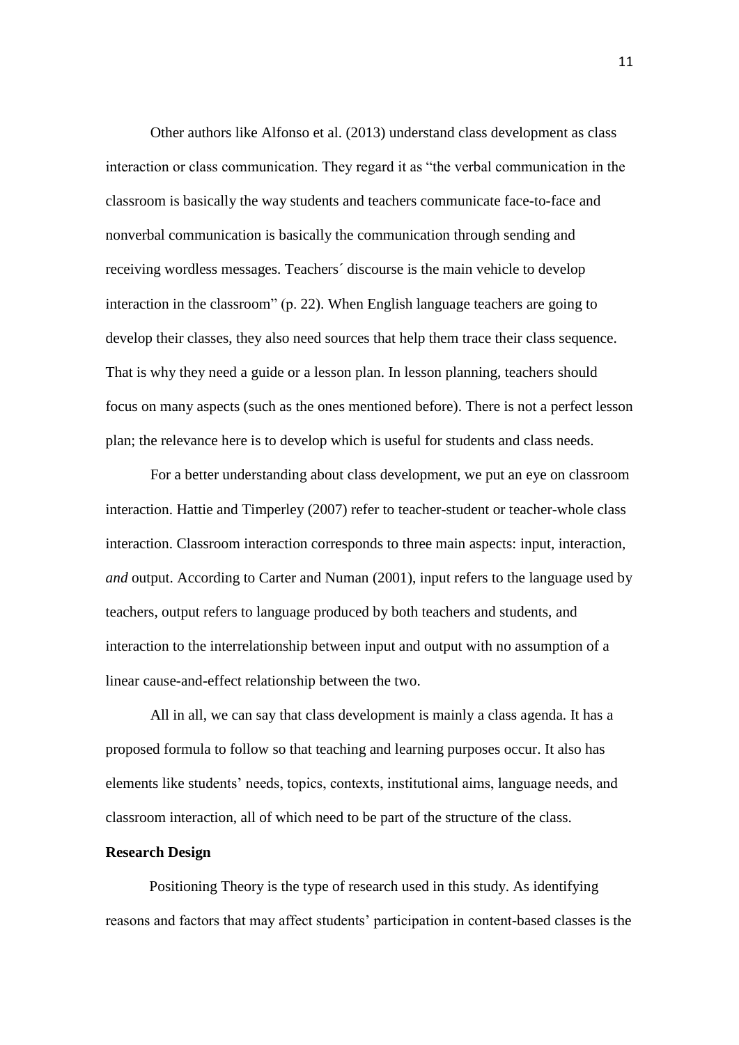Other authors like Alfonso et al. (2013) understand class development as class interaction or class communication. They regard it as "the verbal communication in the classroom is basically the way students and teachers communicate face-to-face and nonverbal communication is basically the communication through sending and receiving wordless messages. Teachers´ discourse is the main vehicle to develop interaction in the classroom" (p. 22). When English language teachers are going to develop their classes, they also need sources that help them trace their class sequence. That is why they need a guide or a lesson plan. In lesson planning, teachers should focus on many aspects (such as the ones mentioned before). There is not a perfect lesson plan; the relevance here is to develop which is useful for students and class needs.

For a better understanding about class development, we put an eye on classroom interaction. Hattie and Timperley (2007) refer to teacher-student or teacher-whole class interaction. Classroom interaction corresponds to three main aspects: input, interaction, *and* output. According to Carter and Numan (2001), input refers to the language used by teachers, output refers to language produced by both teachers and students, and interaction to the interrelationship between input and output with no assumption of a linear cause-and-effect relationship between the two.

All in all, we can say that class development is mainly a class agenda. It has a proposed formula to follow so that teaching and learning purposes occur. It also has elements like students' needs, topics, contexts, institutional aims, language needs, and classroom interaction, all of which need to be part of the structure of the class.

**Research Design**

Positioning Theory is the type of research used in this study. As identifying reasons and factors that may affect students' participation in content-based classes is the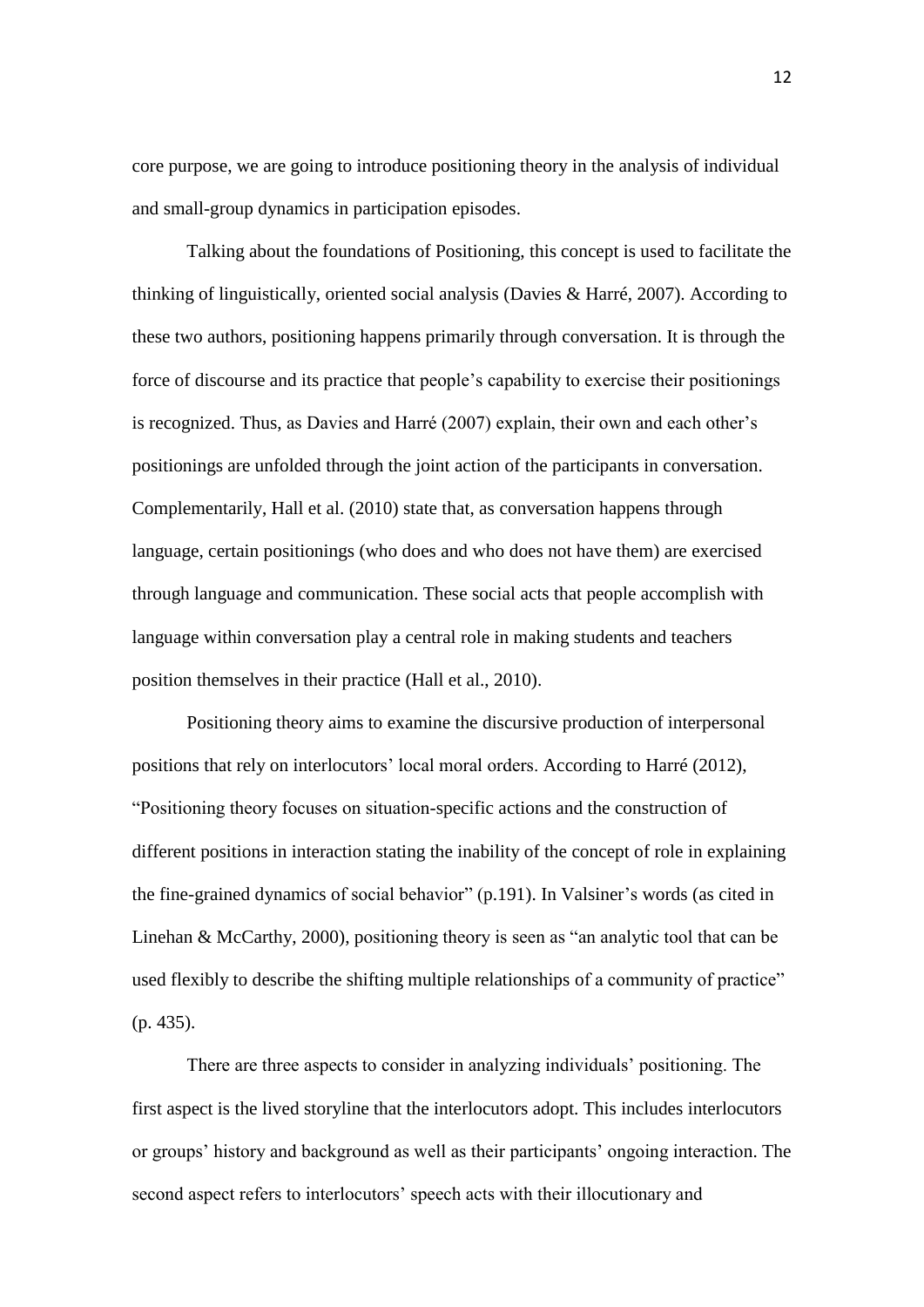core purpose, we are going to introduce positioning theory in the analysis of individual and small-group dynamics in participation episodes.

Talking about the foundations of Positioning, this concept is used to facilitate the thinking of linguistically, oriented social analysis (Davies & Harré, 2007). According to these two authors, positioning happens primarily through conversation. It is through the force of discourse and its practice that people's capability to exercise their positionings is recognized. Thus, as Davies and Harré (2007) explain, their own and each other's positionings are unfolded through the joint action of the participants in conversation. Complementarily, Hall et al. (2010) state that, as conversation happens through language, certain positionings (who does and who does not have them) are exercised through language and communication. These social acts that people accomplish with language within conversation play a central role in making students and teachers position themselves in their practice (Hall et al., 2010).

Positioning theory aims to examine the discursive production of interpersonal positions that rely on interlocutors' local moral orders. According to Harré (2012), "Positioning theory focuses on situation-specific actions and the construction of different positions in interaction stating the inability of the concept of role in explaining the fine-grained dynamics of social behavior" (p.191). In Valsiner's words (as cited in Linehan & McCarthy, 2000), positioning theory is seen as "an analytic tool that can be used flexibly to describe the shifting multiple relationships of a community of practice" (p. 435).

There are three aspects to consider in analyzing individuals' positioning. The first aspect is the lived storyline that the interlocutors adopt. This includes interlocutors or groups' history and background as well as their participants' ongoing interaction. The second aspect refers to interlocutors' speech acts with their illocutionary and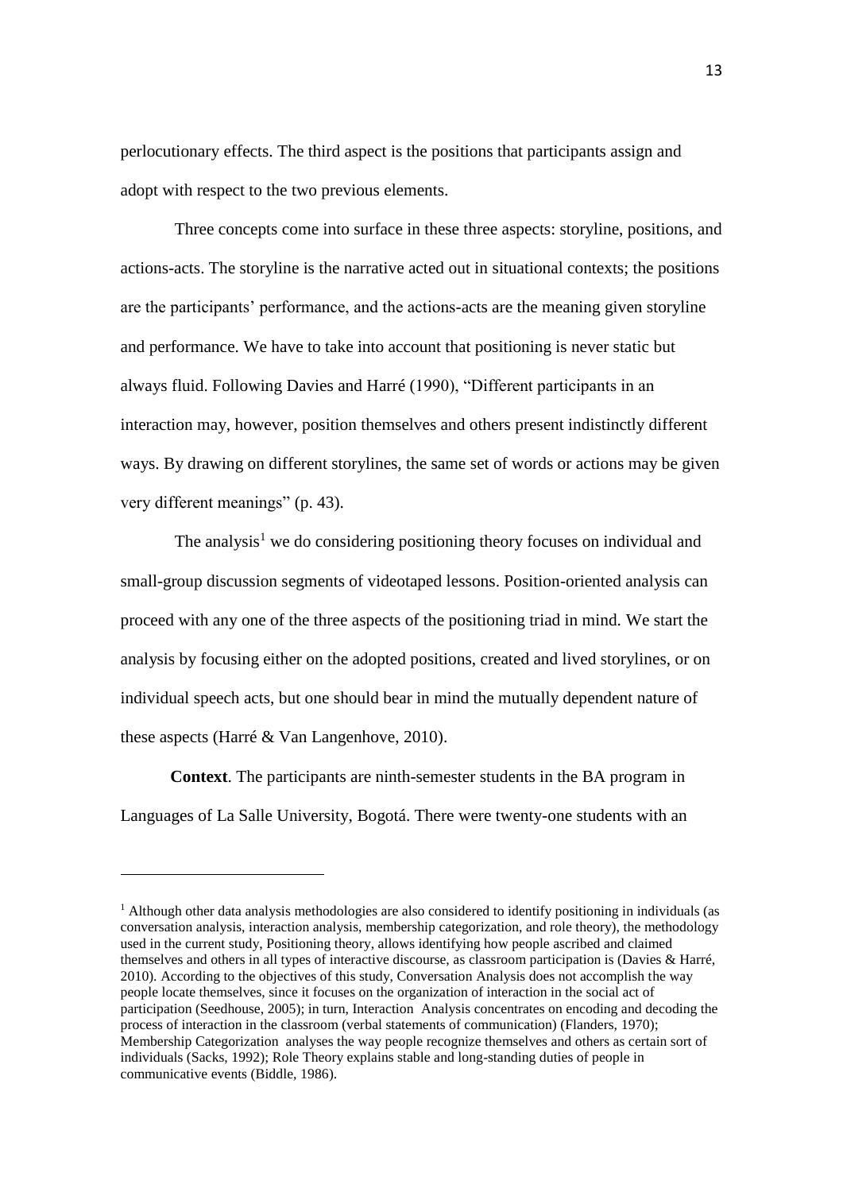perlocutionary effects. The third aspect is the positions that participants assign and adopt with respect to the two previous elements.

Three concepts come into surface in these three aspects: storyline, positions, and actions-acts. The storyline is the narrative acted out in situational contexts; the positions are the participants' performance, and the actions-acts are the meaning given storyline and performance. We have to take into account that positioning is never static but always fluid. Following Davies and Harré (1990), "Different participants in an interaction may, however, position themselves and others present indistinctly different ways. By drawing on different storylines, the same set of words or actions may be given very different meanings" (p. 43).

The analysis[1] we do considering positioning theory focuses on individual and small-group discussion segments of videotaped lessons. Position-oriented analysis can proceed with any one of the three aspects of the positioning triad in mind. We start the analysis by focusing either on the adopted positions, created and lived storylines, or on individual speech acts, but one should bear in mind the mutually dependent nature of these aspects (Harré & Van Langenhove, 2010).

**Context**. The participants are ninth-semester students in the BA program in Languages of La Salle University, Bogotá. There were twenty-one students with an

---

[1] Although other data analysis methodologies are also considered to identify positioning in individuals (as conversation analysis, interaction analysis, membership categorization, and role theory), the methodology used in the current study, Positioning theory, allows identifying how people ascribed and claimed themselves and others in all types of interactive discourse, as classroom participation is (Davies & Harré, 2010). According to the objectives of this study, Conversation Analysis does not accomplish the way people locate themselves, since it focuses on the organization of interaction in the social act of participation (Seedhouse, 2005); in turn, Interaction Analysis concentrates on encoding and decoding the process of interaction in the classroom (verbal statements of communication) (Flanders, 1970); Membership Categorization analyses the way people recognize themselves and others as certain sort of individuals (Sacks, 1992); Role Theory explains stable and long-standing duties of people in communicative events (Biddle, 1986).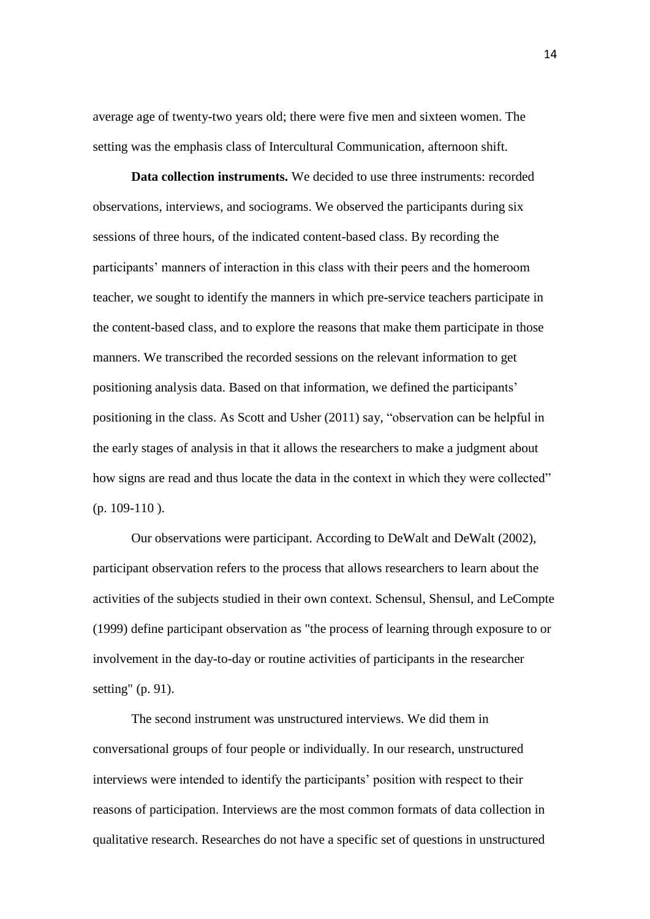average age of twenty-two years old; there were five men and sixteen women. The setting was the emphasis class of Intercultural Communication, afternoon shift.

**Data collection instruments.** We decided to use three instruments: recorded observations, interviews, and sociograms. We observed the participants during six sessions of three hours, of the indicated content-based class. By recording the participants' manners of interaction in this class with their peers and the homeroom teacher, we sought to identify the manners in which pre-service teachers participate in the content-based class, and to explore the reasons that make them participate in those manners. We transcribed the recorded sessions on the relevant information to get positioning analysis data. Based on that information, we defined the participants' positioning in the class. As Scott and Usher (2011) say, "observation can be helpful in the early stages of analysis in that it allows the researchers to make a judgment about how signs are read and thus locate the data in the context in which they were collected" (p. 109-110 ).

Our observations were participant. According to DeWalt and DeWalt (2002), participant observation refers to the process that allows researchers to learn about the activities of the subjects studied in their own context. Schensul, Shensul, and LeCompte (1999) define participant observation as "the process of learning through exposure to or involvement in the day-to-day or routine activities of participants in the researcher setting" (p. 91).

The second instrument was unstructured interviews. We did them in conversational groups of four people or individually. In our research, unstructured interviews were intended to identify the participants' position with respect to their reasons of participation. Interviews are the most common formats of data collection in qualitative research. Researches do not have a specific set of questions in unstructured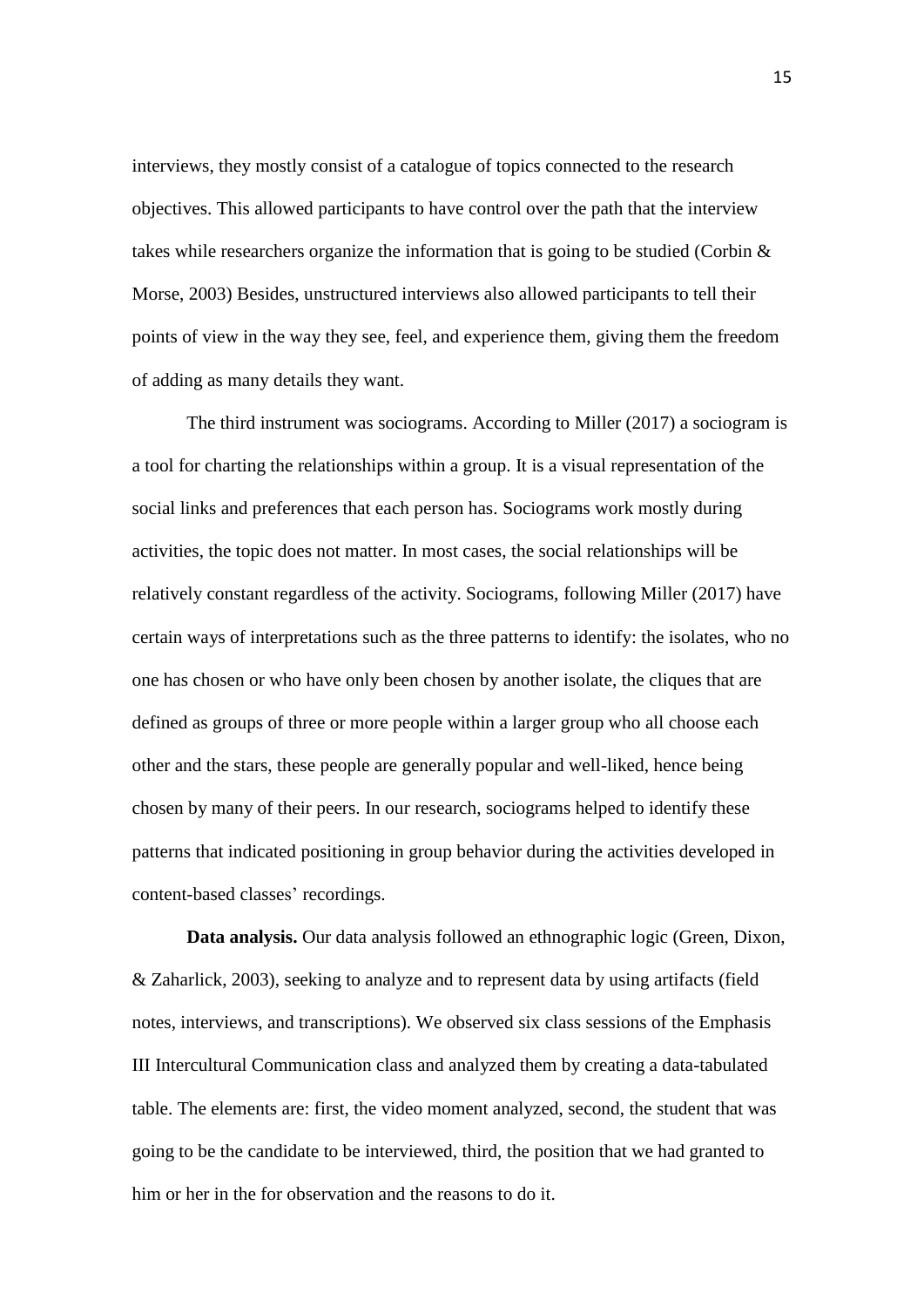interviews, they mostly consist of a catalogue of topics connected to the research objectives. This allowed participants to have control over the path that the interview takes while researchers organize the information that is going to be studied (Corbin & Morse, 2003) Besides, unstructured interviews also allowed participants to tell their points of view in the way they see, feel, and experience them, giving them the freedom of adding as many details they want.

The third instrument was sociograms. According to Miller (2017) a sociogram is a tool for charting the relationships within a group. It is a visual representation of the social links and preferences that each person has. Sociograms work mostly during activities, the topic does not matter. In most cases, the social relationships will be relatively constant regardless of the activity. Sociograms, following Miller (2017) have certain ways of interpretations such as the three patterns to identify: the isolates, who no one has chosen or who have only been chosen by another isolate, the cliques that are defined as groups of three or more people within a larger group who all choose each other and the stars, these people are generally popular and well-liked, hence being chosen by many of their peers. In our research, sociograms helped to identify these patterns that indicated positioning in group behavior during the activities developed in content-based classes' recordings.

**Data analysis.** Our data analysis followed an ethnographic logic (Green, Dixon, & Zaharlick, 2003), seeking to analyze and to represent data by using artifacts (field notes, interviews, and transcriptions). We observed six class sessions of the Emphasis III Intercultural Communication class and analyzed them by creating a data-tabulated table. The elements are: first, the video moment analyzed, second, the student that was going to be the candidate to be interviewed, third, the position that we had granted to him or her in the for observation and the reasons to do it.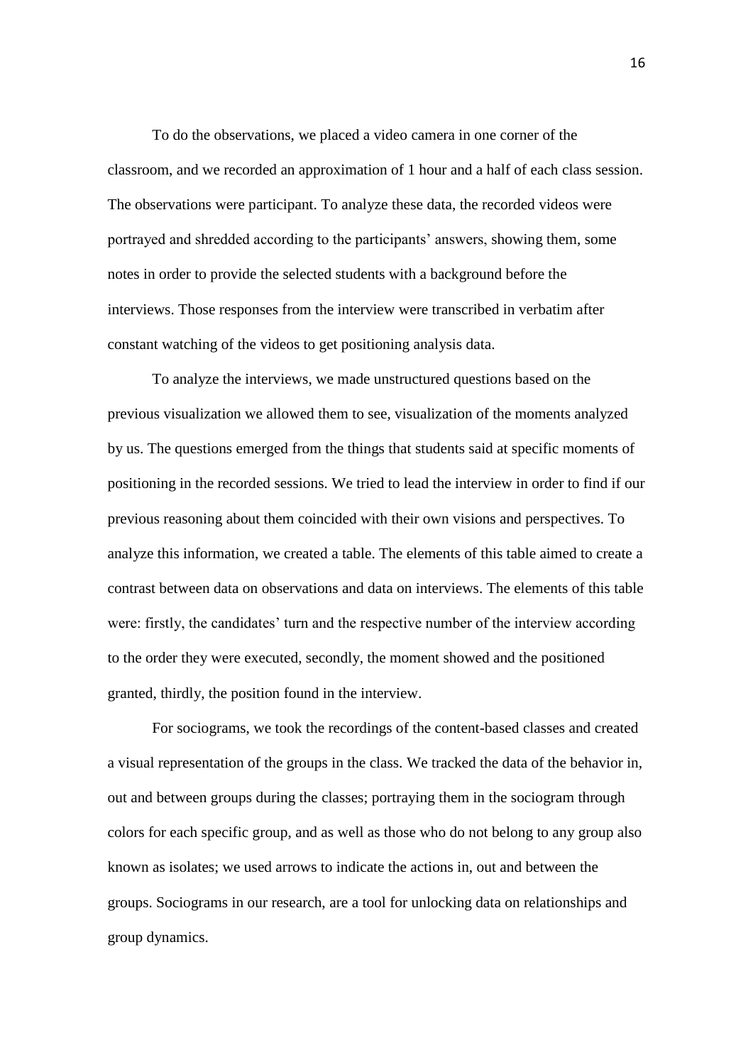To do the observations, we placed a video camera in one corner of the classroom, and we recorded an approximation of 1 hour and a half of each class session. The observations were participant. To analyze these data, the recorded videos were portrayed and shredded according to the participants' answers, showing them, some notes in order to provide the selected students with a background before the interviews. Those responses from the interview were transcribed in verbatim after constant watching of the videos to get positioning analysis data.

To analyze the interviews, we made unstructured questions based on the previous visualization we allowed them to see, visualization of the moments analyzed by us. The questions emerged from the things that students said at specific moments of positioning in the recorded sessions. We tried to lead the interview in order to find if our previous reasoning about them coincided with their own visions and perspectives. To analyze this information, we created a table. The elements of this table aimed to create a contrast between data on observations and data on interviews. The elements of this table were: firstly, the candidates' turn and the respective number of the interview according to the order they were executed, secondly, the moment showed and the positioned granted, thirdly, the position found in the interview.

For sociograms, we took the recordings of the content-based classes and created a visual representation of the groups in the class. We tracked the data of the behavior in, out and between groups during the classes; portraying them in the sociogram through colors for each specific group, and as well as those who do not belong to any group also known as isolates; we used arrows to indicate the actions in, out and between the groups. Sociograms in our research, are a tool for unlocking data on relationships and group dynamics.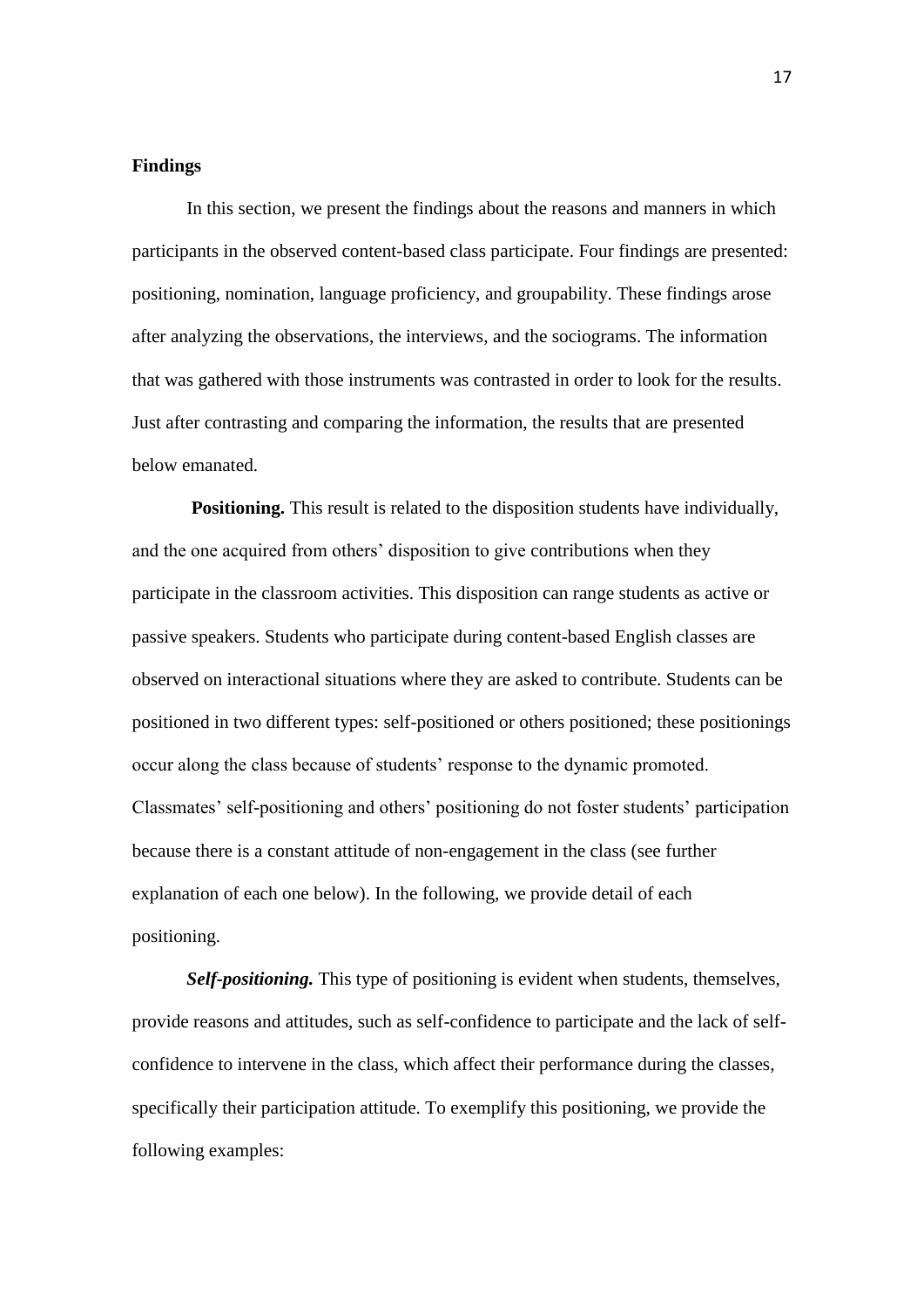## Findings

In this section, we present the findings about the reasons and manners in which participants in the observed content-based class participate. Four findings are presented: positioning, nomination, language proficiency, and groupability. These findings arose after analyzing the observations, the interviews, and the sociograms. The information that was gathered with those instruments was contrasted in order to look for the results. Just after contrasting and comparing the information, the results that are presented below emanated.

**Positioning.** This result is related to the disposition students have individually, and the one acquired from others' disposition to give contributions when they participate in the classroom activities. This disposition can range students as active or passive speakers. Students who participate during content-based English classes are observed on interactional situations where they are asked to contribute. Students can be positioned in two different types: self-positioned or others positioned; these positionings occur along the class because of students' response to the dynamic promoted. Classmates' self-positioning and others' positioning do not foster students' participation because there is a constant attitude of non-engagement in the class (see further explanation of each one below). In the following, we provide detail of each positioning.

***Self-positioning.*** This type of positioning is evident when students, themselves, provide reasons and attitudes, such as self-confidence to participate and the lack of self-confidence to intervene in the class, which affect their performance during the classes, specifically their participation attitude. To exemplify this positioning, we provide the following examples: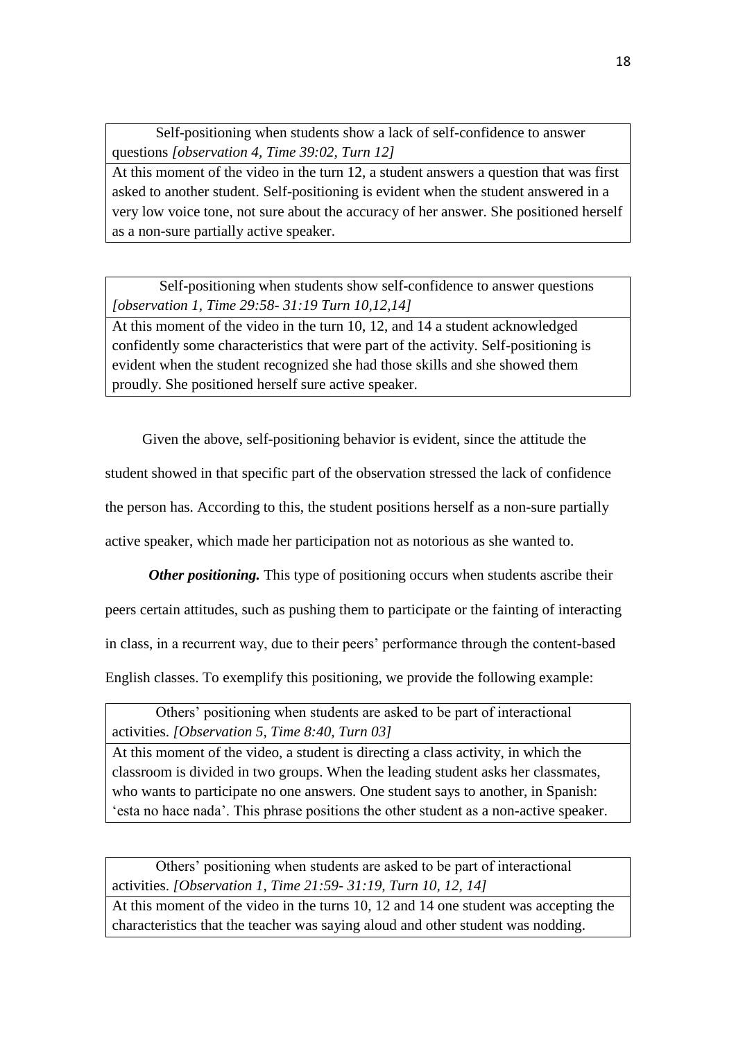| Self-positioning when students show a lack of self-confidence to answer questions *[observation 4, Time 39:02, Turn 12]* |
|---|
| At this moment of the video in the turn 12, a student answers a question that was first asked to another student. Self-positioning is evident when the student answered in a very low voice tone, not sure about the accuracy of her answer. She positioned herself as a non-sure partially active speaker. |

| Self-positioning when students show self-confidence to answer questions *[observation 1, Time 29:58- 31:19 Turn 10,12,14]* |
|---|
| At this moment of the video in the turn 10, 12, and 14 a student acknowledged confidently some characteristics that were part of the activity. Self-positioning is evident when the student recognized she had those skills and she showed them proudly. She positioned herself sure active speaker. |

Given the above, self-positioning behavior is evident, since the attitude the student showed in that specific part of the observation stressed the lack of confidence the person has. According to this, the student positions herself as a non-sure partially active speaker, which made her participation not as notorious as she wanted to.

***Other positioning.*** This type of positioning occurs when students ascribe their peers certain attitudes, such as pushing them to participate or the fainting of interacting in class, in a recurrent way, due to their peers' performance through the content-based English classes. To exemplify this positioning, we provide the following example:

| Others' positioning when students are asked to be part of interactional activities. *[Observation 5, Time 8:40, Turn 03]* |
|---|
| At this moment of the video, a student is directing a class activity, in which the classroom is divided in two groups. When the leading student asks her classmates, who wants to participate no one answers. One student says to another, in Spanish: 'esta no hace nada'. This phrase positions the other student as a non-active speaker. |

| Others' positioning when students are asked to be part of interactional activities. *[Observation 1, Time 21:59- 31:19, Turn 10, 12, 14]* |
|---|
| At this moment of the video in the turns 10, 12 and 14 one student was accepting the characteristics that the teacher was saying aloud and other student was nodding. |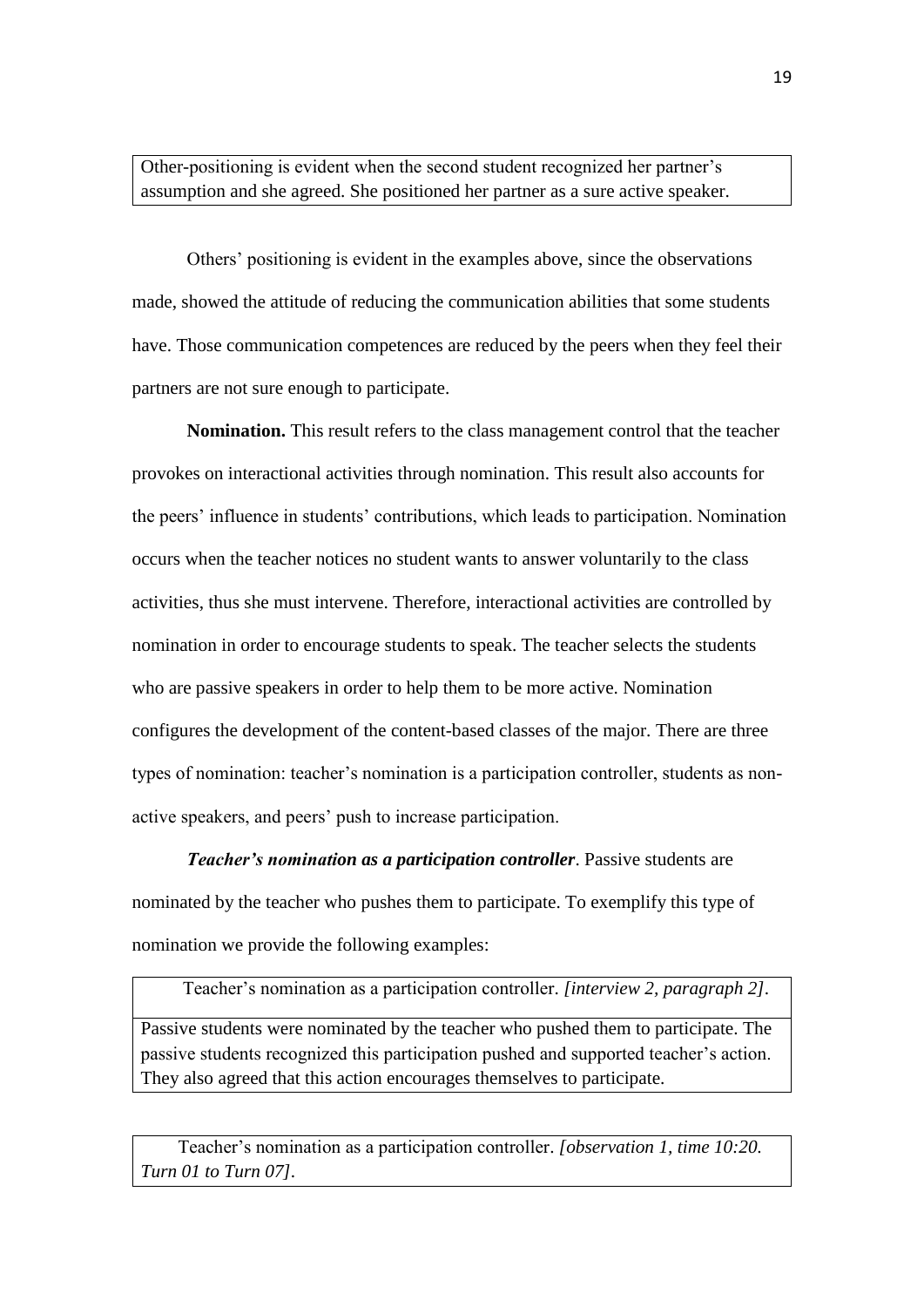| Other-positioning is evident when the second student recognized her partner's assumption and she agreed. She positioned her partner as a sure active speaker. |
|---|

Others' positioning is evident in the examples above, since the observations made, showed the attitude of reducing the communication abilities that some students have. Those communication competences are reduced by the peers when they feel their partners are not sure enough to participate.

**Nomination.** This result refers to the class management control that the teacher provokes on interactional activities through nomination. This result also accounts for the peers' influence in students' contributions, which leads to participation. Nomination occurs when the teacher notices no student wants to answer voluntarily to the class activities, thus she must intervene. Therefore, interactional activities are controlled by nomination in order to encourage students to speak. The teacher selects the students who are passive speakers in order to help them to be more active. Nomination configures the development of the content-based classes of the major. There are three types of nomination: teacher's nomination is a participation controller, students as non-active speakers, and peers' push to increase participation.

***Teacher's nomination as a participation controller***. Passive students are nominated by the teacher who pushes them to participate. To exemplify this type of nomination we provide the following examples:

| Teacher's nomination as a participation controller. *[interview 2, paragraph 2]*. |
|---|
| Passive students were nominated by the teacher who pushed them to participate. The passive students recognized this participation pushed and supported teacher's action. They also agreed that this action encourages themselves to participate. |

| Teacher's nomination as a participation controller. *[observation 1, time 10:20. Turn 01 to Turn 07]*. |
|---|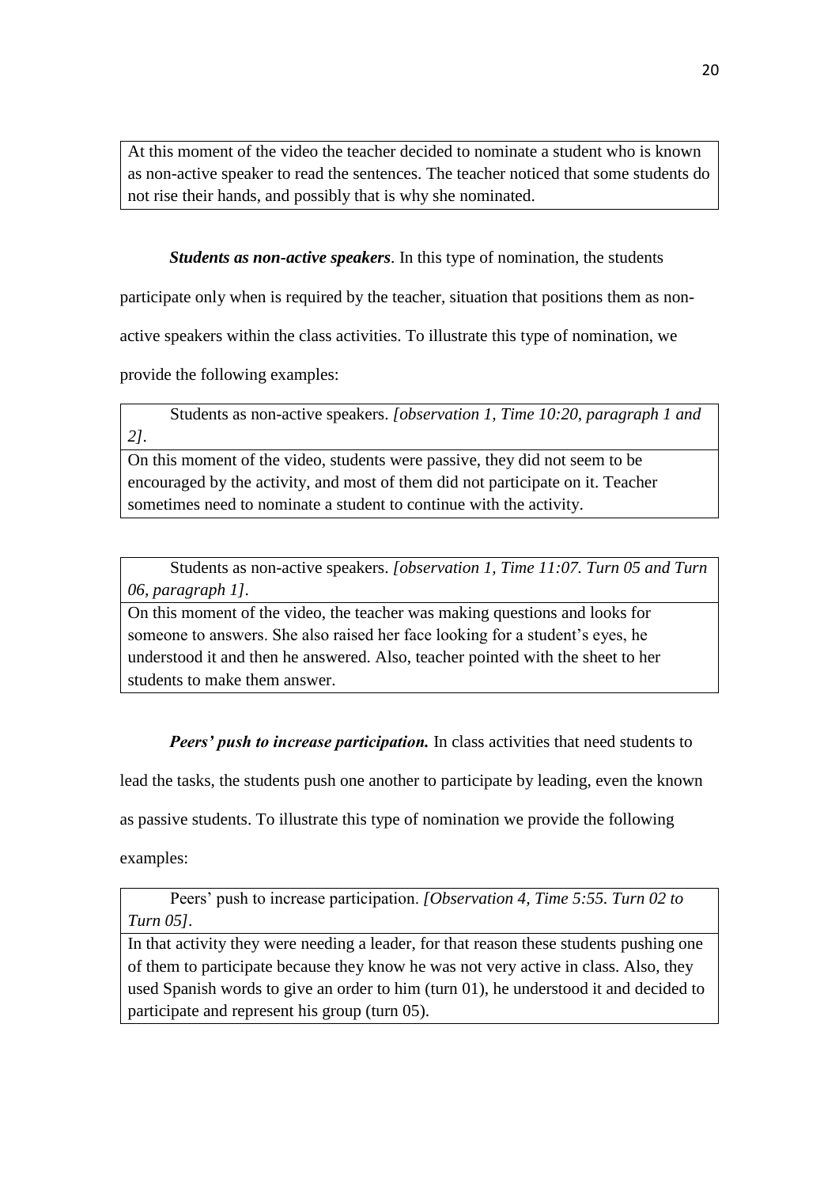| At this moment of the video the teacher decided to nominate a student who is known as non-active speaker to read the sentences. The teacher noticed that some students do not rise their hands, and possibly that is why she nominated. |
|---|

***Students as non-active speakers***. In this type of nomination, the students participate only when is required by the teacher, situation that positions them as non-active speakers within the class activities. To illustrate this type of nomination, we provide the following examples:

| Students as non-active speakers. *[observation 1, Time 10:20, paragraph 1 and 2]*. |
|---|
| On this moment of the video, students were passive, they did not seem to be encouraged by the activity, and most of them did not participate on it. Teacher sometimes need to nominate a student to continue with the activity. |

| Students as non-active speakers. *[observation 1, Time 11:07. Turn 05 and Turn 06, paragraph 1]*. |
|---|
| On this moment of the video, the teacher was making questions and looks for someone to answers. She also raised her face looking for a student's eyes, he understood it and then he answered. Also, teacher pointed with the sheet to her students to make them answer. |

***Peers' push to increase participation.*** In class activities that need students to lead the tasks, the students push one another to participate by leading, even the known as passive students. To illustrate this type of nomination we provide the following examples:

| Peers' push to increase participation. *[Observation 4, Time 5:55. Turn 02 to Turn 05]*. |
|---|
| In that activity they were needing a leader, for that reason these students pushing one of them to participate because they know he was not very active in class. Also, they used Spanish words to give an order to him (turn 01), he understood it and decided to participate and represent his group (turn 05). |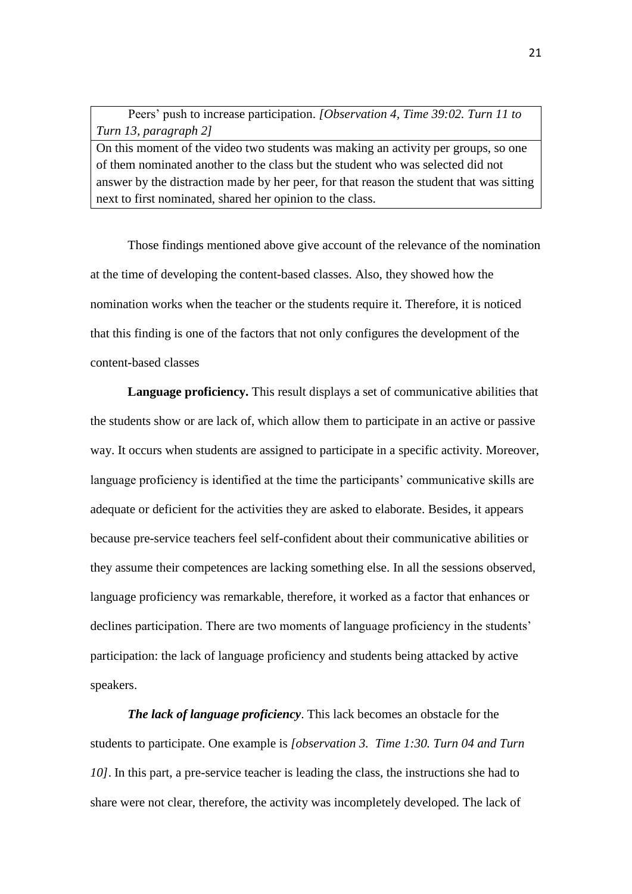| Peers' push to increase participation. *[Observation 4, Time 39:02. Turn 11 to Turn 13, paragraph 2]* |
| --- |
| On this moment of the video two students was making an activity per groups, so one of them nominated another to the class but the student who was selected did not answer by the distraction made by her peer, for that reason the student that was sitting next to first nominated, shared her opinion to the class. |

Those findings mentioned above give account of the relevance of the nomination at the time of developing the content-based classes. Also, they showed how the nomination works when the teacher or the students require it. Therefore, it is noticed that this finding is one of the factors that not only configures the development of the content-based classes

**Language proficiency.** This result displays a set of communicative abilities that the students show or are lack of, which allow them to participate in an active or passive way. It occurs when students are assigned to participate in a specific activity. Moreover, language proficiency is identified at the time the participants' communicative skills are adequate or deficient for the activities they are asked to elaborate. Besides, it appears because pre-service teachers feel self-confident about their communicative abilities or they assume their competences are lacking something else. In all the sessions observed, language proficiency was remarkable, therefore, it worked as a factor that enhances or declines participation. There are two moments of language proficiency in the students' participation: the lack of language proficiency and students being attacked by active speakers.

***The lack of language proficiency***. This lack becomes an obstacle for the students to participate. One example is *[observation 3. Time 1:30. Turn 04 and Turn 10]*. In this part, a pre-service teacher is leading the class, the instructions she had to share were not clear, therefore, the activity was incompletely developed. The lack of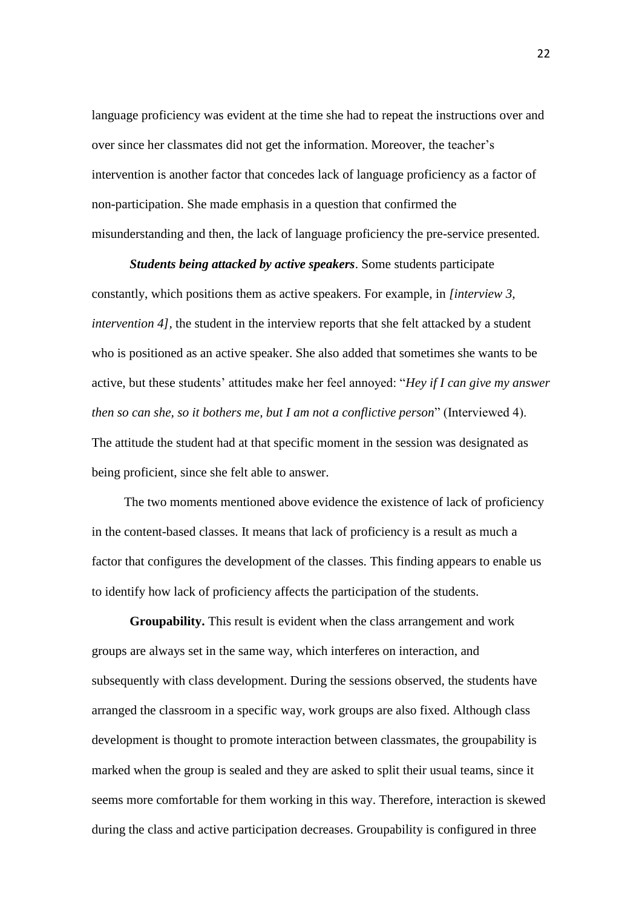language proficiency was evident at the time she had to repeat the instructions over and over since her classmates did not get the information. Moreover, the teacher's intervention is another factor that concedes lack of language proficiency as a factor of non-participation. She made emphasis in a question that confirmed the misunderstanding and then, the lack of language proficiency the pre-service presented.

***Students being attacked by active speakers***. Some students participate constantly, which positions them as active speakers. For example, in *[interview 3, intervention 4]*, the student in the interview reports that she felt attacked by a student who is positioned as an active speaker. She also added that sometimes she wants to be active, but these students' attitudes make her feel annoyed: "*Hey if I can give my answer then so can she, so it bothers me, but I am not a conflictive person*" (Interviewed 4). The attitude the student had at that specific moment in the session was designated as being proficient, since she felt able to answer.

The two moments mentioned above evidence the existence of lack of proficiency in the content-based classes. It means that lack of proficiency is a result as much a factor that configures the development of the classes. This finding appears to enable us to identify how lack of proficiency affects the participation of the students.

**Groupability.** This result is evident when the class arrangement and work groups are always set in the same way, which interferes on interaction, and subsequently with class development. During the sessions observed, the students have arranged the classroom in a specific way, work groups are also fixed. Although class development is thought to promote interaction between classmates, the groupability is marked when the group is sealed and they are asked to split their usual teams, since it seems more comfortable for them working in this way. Therefore, interaction is skewed during the class and active participation decreases. Groupability is configured in three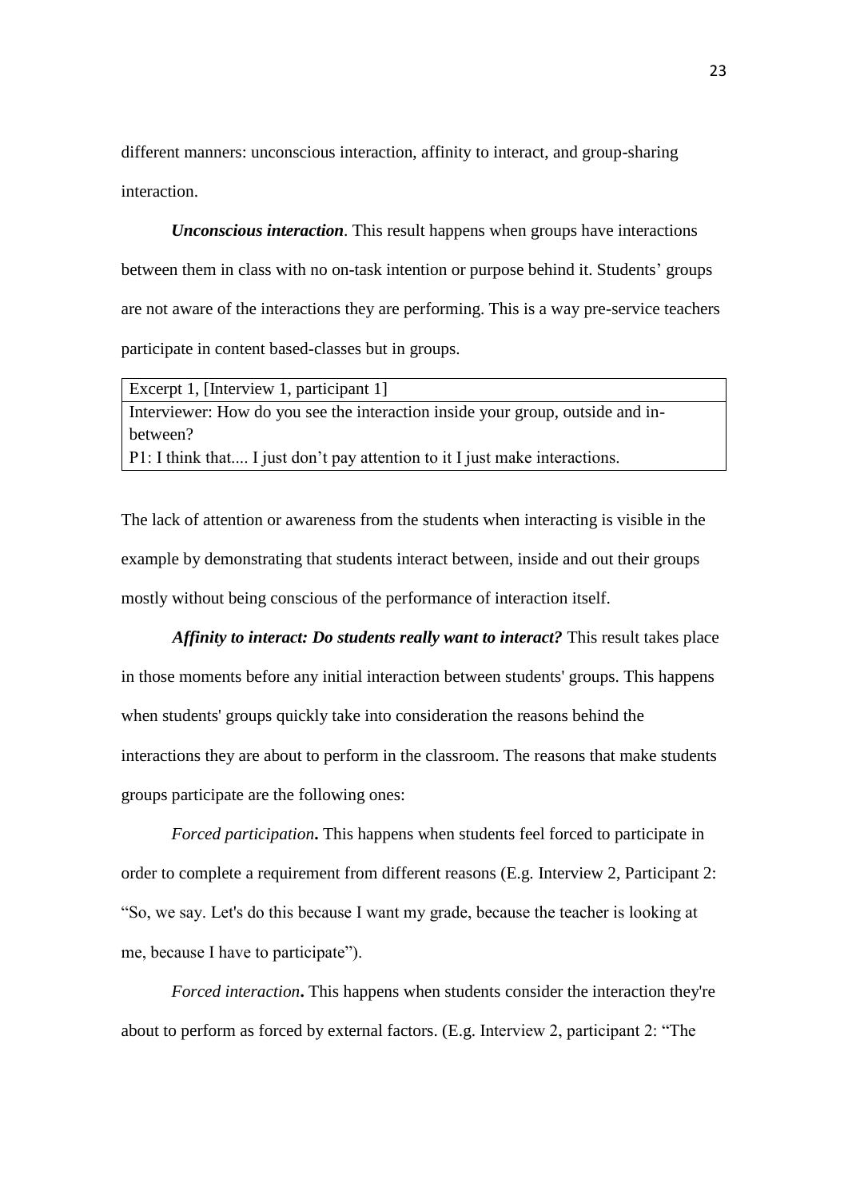different manners: unconscious interaction, affinity to interact, and group-sharing interaction.

***Unconscious interaction***. This result happens when groups have interactions between them in class with no on-task intention or purpose behind it. Students' groups are not aware of the interactions they are performing. This is a way pre-service teachers participate in content based-classes but in groups.

| Excerpt 1, [Interview 1, participant 1] |
| --- |
| Interviewer: How do you see the interaction inside your group, outside and in-between?<br>P1: I think that.... I just don't pay attention to it I just make interactions. |

The lack of attention or awareness from the students when interacting is visible in the example by demonstrating that students interact between, inside and out their groups mostly without being conscious of the performance of interaction itself.

***Affinity to interact: Do students really want to interact?*** This result takes place in those moments before any initial interaction between students' groups. This happens when students' groups quickly take into consideration the reasons behind the interactions they are about to perform in the classroom. The reasons that make students groups participate are the following ones:

*Forced participation***.** This happens when students feel forced to participate in order to complete a requirement from different reasons (E.g. Interview 2, Participant 2: "So, we say. Let's do this because I want my grade, because the teacher is looking at me, because I have to participate").

*Forced interaction***.** This happens when students consider the interaction they're about to perform as forced by external factors. (E.g. Interview 2, participant 2: "The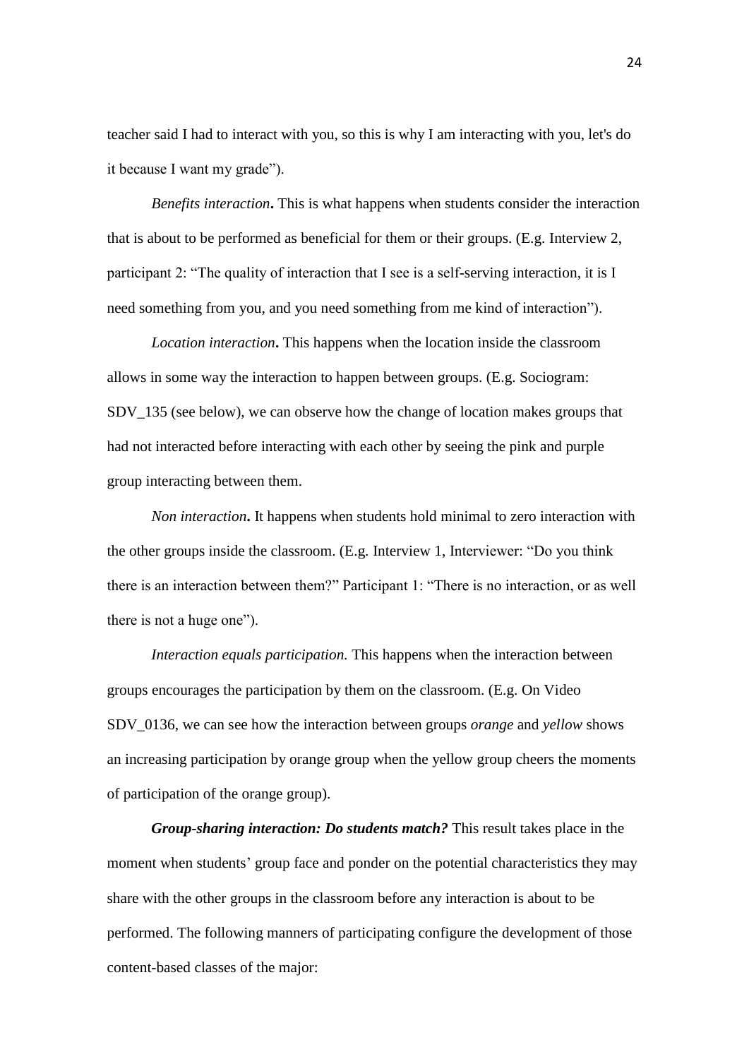teacher said I had to interact with you, so this is why I am interacting with you, let's do it because I want my grade").

*Benefits interaction***.** This is what happens when students consider the interaction that is about to be performed as beneficial for them or their groups. (E.g. Interview 2, participant 2: "The quality of interaction that I see is a self-serving interaction, it is I need something from you, and you need something from me kind of interaction").

*Location interaction***.** This happens when the location inside the classroom allows in some way the interaction to happen between groups. (E.g. Sociogram: SDV_135 (see below), we can observe how the change of location makes groups that had not interacted before interacting with each other by seeing the pink and purple group interacting between them.

*Non interaction***.** It happens when students hold minimal to zero interaction with the other groups inside the classroom. (E.g. Interview 1, Interviewer: "Do you think there is an interaction between them?" Participant 1: "There is no interaction, or as well there is not a huge one").

*Interaction equals participation.* This happens when the interaction between groups encourages the participation by them on the classroom. (E.g. On Video SDV_0136, we can see how the interaction between groups *orange* and *yellow* shows an increasing participation by orange group when the yellow group cheers the moments of participation of the orange group).

***Group-sharing interaction: Do students match?*** This result takes place in the moment when students' group face and ponder on the potential characteristics they may share with the other groups in the classroom before any interaction is about to be performed. The following manners of participating configure the development of those content-based classes of the major: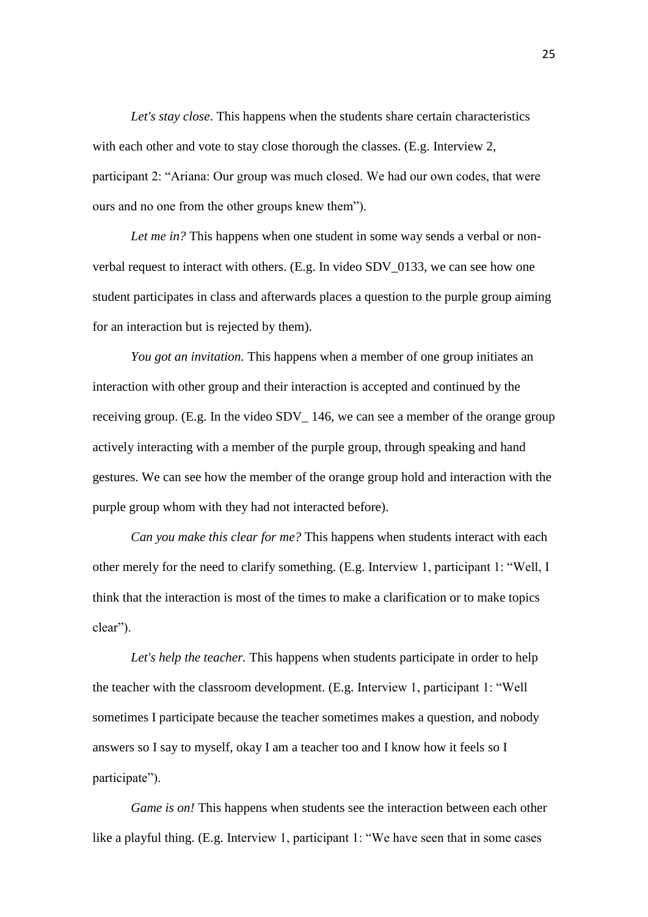*Let's stay close*. This happens when the students share certain characteristics with each other and vote to stay close thorough the classes. (E.g. Interview 2, participant 2: "Ariana: Our group was much closed. We had our own codes, that were ours and no one from the other groups knew them").

*Let me in?* This happens when one student in some way sends a verbal or non-verbal request to interact with others. (E.g. In video SDV_0133, we can see how one student participates in class and afterwards places a question to the purple group aiming for an interaction but is rejected by them).

*You got an invitation.* This happens when a member of one group initiates an interaction with other group and their interaction is accepted and continued by the receiving group. (E.g. In the video SDV_ 146, we can see a member of the orange group actively interacting with a member of the purple group, through speaking and hand gestures. We can see how the member of the orange group hold and interaction with the purple group whom with they had not interacted before).

*Can you make this clear for me?* This happens when students interact with each other merely for the need to clarify something. (E.g. Interview 1, participant 1: "Well, I think that the interaction is most of the times to make a clarification or to make topics clear").

*Let's help the teacher.* This happens when students participate in order to help the teacher with the classroom development. (E.g. Interview 1, participant 1: "Well sometimes I participate because the teacher sometimes makes a question, and nobody answers so I say to myself, okay I am a teacher too and I know how it feels so I participate").

*Game is on!* This happens when students see the interaction between each other like a playful thing. (E.g. Interview 1, participant 1: "We have seen that in some cases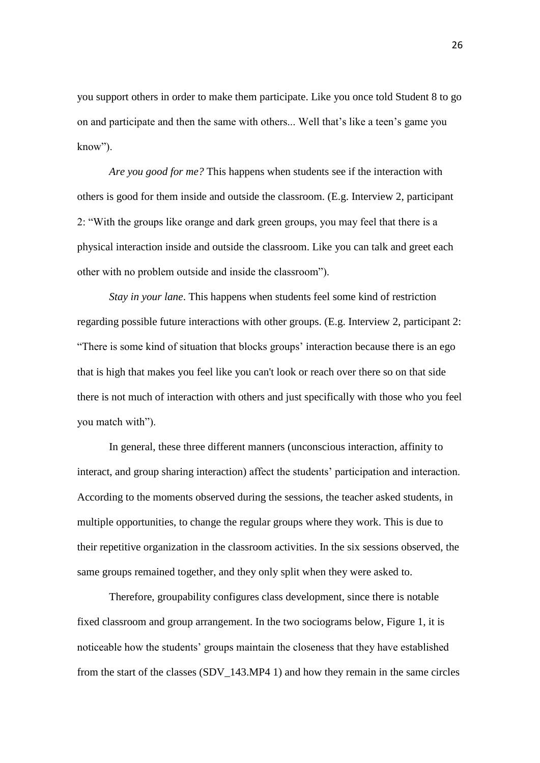you support others in order to make them participate. Like you once told Student 8 to go on and participate and then the same with others... Well that's like a teen's game you know").

*Are you good for me?* This happens when students see if the interaction with others is good for them inside and outside the classroom. (E.g. Interview 2, participant 2: "With the groups like orange and dark green groups, you may feel that there is a physical interaction inside and outside the classroom. Like you can talk and greet each other with no problem outside and inside the classroom").

*Stay in your lane*. This happens when students feel some kind of restriction regarding possible future interactions with other groups. (E.g. Interview 2, participant 2: "There is some kind of situation that blocks groups' interaction because there is an ego that is high that makes you feel like you can't look or reach over there so on that side there is not much of interaction with others and just specifically with those who you feel you match with").

In general, these three different manners (unconscious interaction, affinity to interact, and group sharing interaction) affect the students' participation and interaction. According to the moments observed during the sessions, the teacher asked students, in multiple opportunities, to change the regular groups where they work. This is due to their repetitive organization in the classroom activities. In the six sessions observed, the same groups remained together, and they only split when they were asked to.

Therefore, groupability configures class development, since there is notable fixed classroom and group arrangement. In the two sociograms below, Figure 1, it is noticeable how the students' groups maintain the closeness that they have established from the start of the classes (SDV_143.MP4 1) and how they remain in the same circles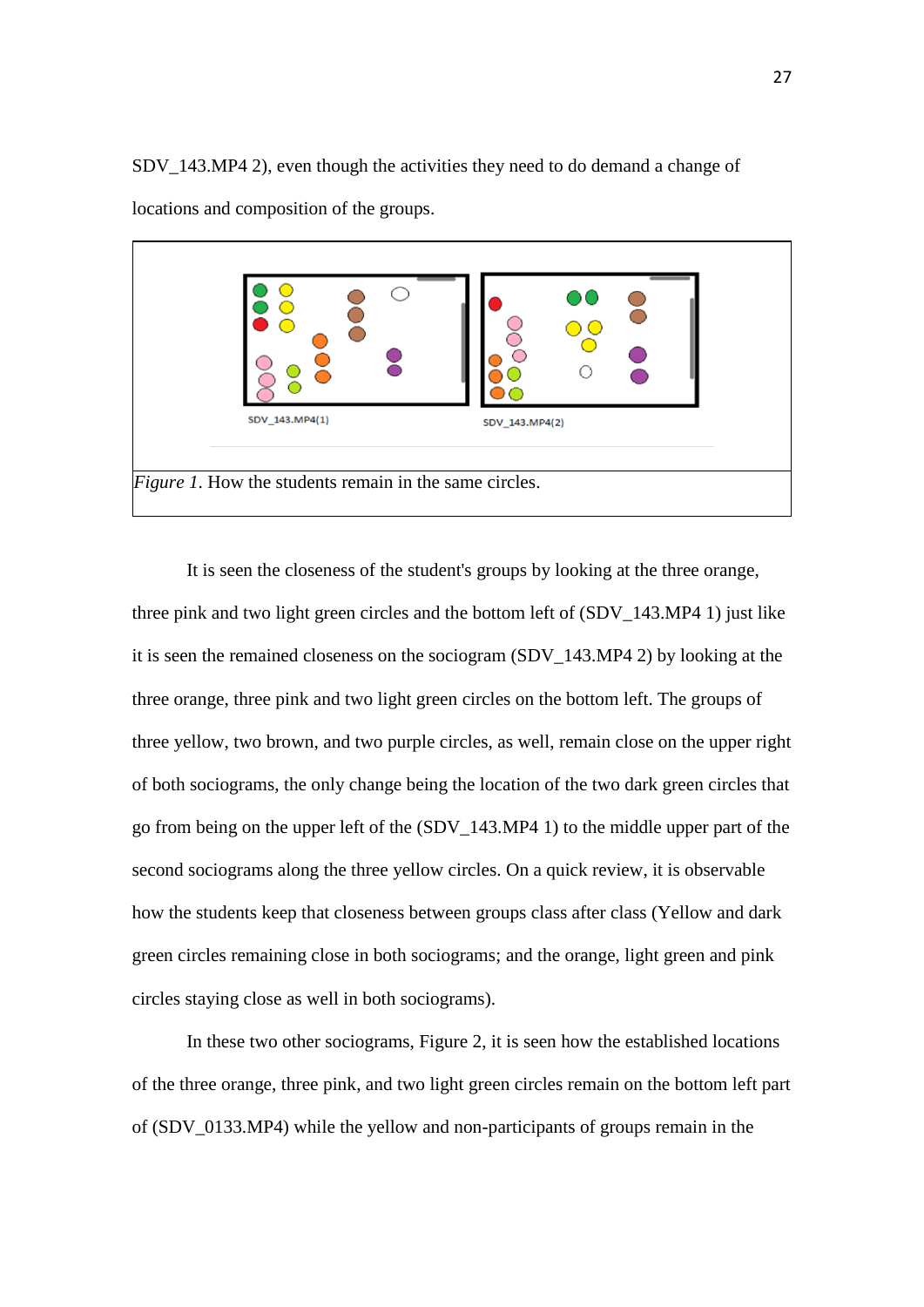SDV_143.MP4 2), even though the activities they need to do demand a change of locations and composition of the groups.

SDV_143.MP4(1) SDV_143.MP4(2)

*Figure 1.* How the students remain in the same circles.

It is seen the closeness of the student's groups by looking at the three orange, three pink and two light green circles and the bottom left of (SDV_143.MP4 1) just like it is seen the remained closeness on the sociogram (SDV_143.MP4 2) by looking at the three orange, three pink and two light green circles on the bottom left. The groups of three yellow, two brown, and two purple circles, as well, remain close on the upper right of both sociograms, the only change being the location of the two dark green circles that go from being on the upper left of the (SDV_143.MP4 1) to the middle upper part of the second sociograms along the three yellow circles. On a quick review, it is observable how the students keep that closeness between groups class after class (Yellow and dark green circles remaining close in both sociograms; and the orange, light green and pink circles staying close as well in both sociograms).

In these two other sociograms, Figure 2, it is seen how the established locations of the three orange, three pink, and two light green circles remain on the bottom left part of (SDV_0133.MP4) while the yellow and non-participants of groups remain in the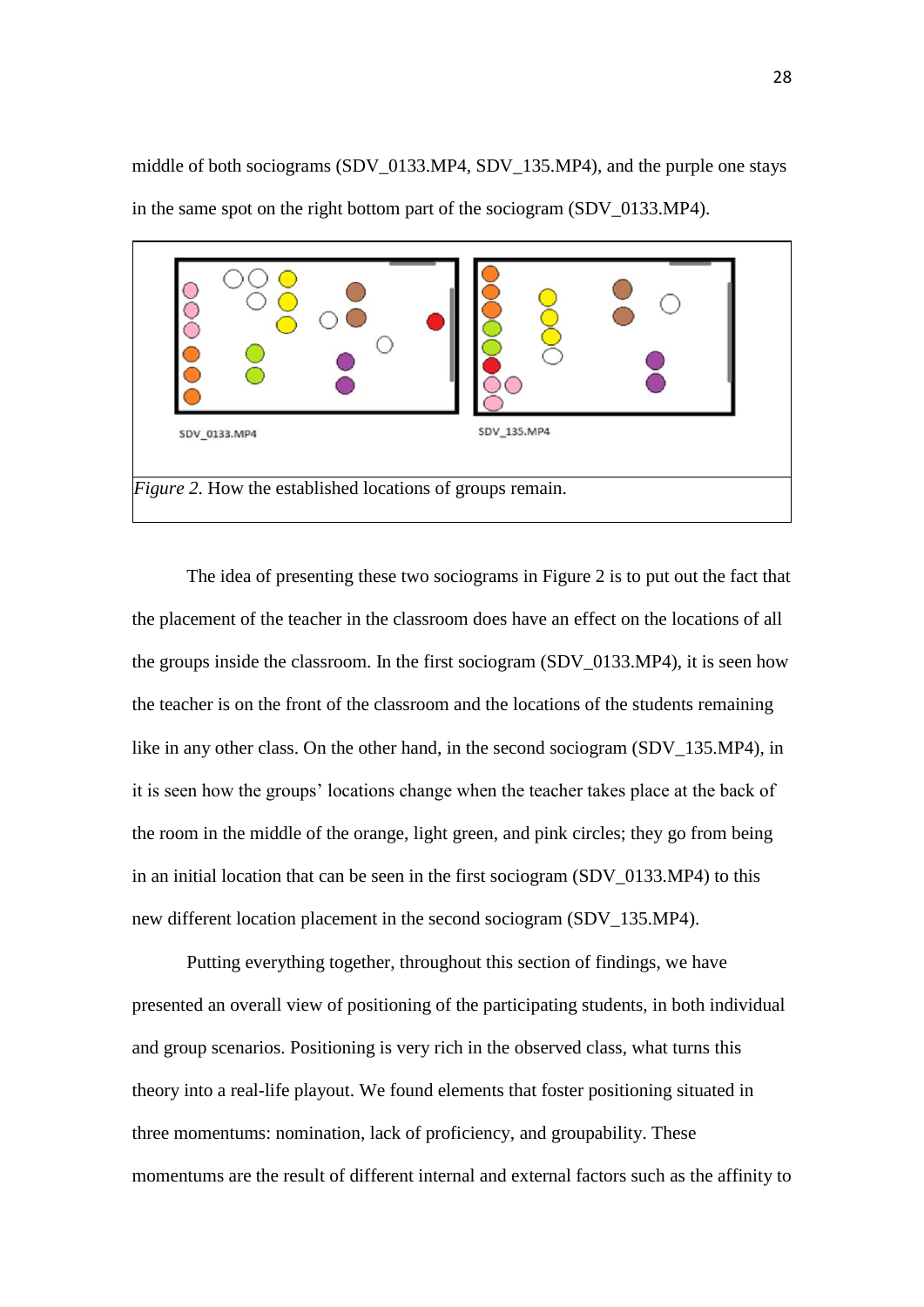middle of both sociograms (SDV_0133.MP4, SDV_135.MP4), and the purple one stays in the same spot on the right bottom part of the sociogram (SDV_0133.MP4).

SDV_0133.MP4

SDV_135.MP4

*Figure 2*. How the established locations of groups remain.

The idea of presenting these two sociograms in Figure 2 is to put out the fact that the placement of the teacher in the classroom does have an effect on the locations of all the groups inside the classroom. In the first sociogram (SDV_0133.MP4), it is seen how the teacher is on the front of the classroom and the locations of the students remaining like in any other class. On the other hand, in the second sociogram (SDV_135.MP4), in it is seen how the groups' locations change when the teacher takes place at the back of the room in the middle of the orange, light green, and pink circles; they go from being in an initial location that can be seen in the first sociogram (SDV_0133.MP4) to this new different location placement in the second sociogram (SDV_135.MP4).

Putting everything together, throughout this section of findings, we have presented an overall view of positioning of the participating students, in both individual and group scenarios. Positioning is very rich in the observed class, what turns this theory into a real-life playout. We found elements that foster positioning situated in three momentums: nomination, lack of proficiency, and groupability. These momentums are the result of different internal and external factors such as the affinity to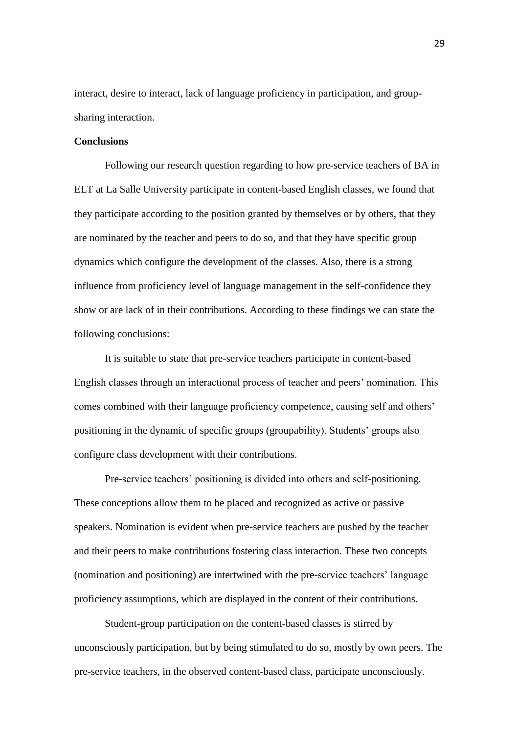interact, desire to interact, lack of language proficiency in participation, and group-sharing interaction.

**Conclusions**

Following our research question regarding to how pre-service teachers of BA in ELT at La Salle University participate in content-based English classes, we found that they participate according to the position granted by themselves or by others, that they are nominated by the teacher and peers to do so, and that they have specific group dynamics which configure the development of the classes. Also, there is a strong influence from proficiency level of language management in the self-confidence they show or are lack of in their contributions. According to these findings we can state the following conclusions:

It is suitable to state that pre-service teachers participate in content-based English classes through an interactional process of teacher and peers' nomination. This comes combined with their language proficiency competence, causing self and others' positioning in the dynamic of specific groups (groupability). Students' groups also configure class development with their contributions.

Pre-service teachers' positioning is divided into others and self-positioning. These conceptions allow them to be placed and recognized as active or passive speakers. Nomination is evident when pre-service teachers are pushed by the teacher and their peers to make contributions fostering class interaction. These two concepts (nomination and positioning) are intertwined with the pre-service teachers' language proficiency assumptions, which are displayed in the content of their contributions.

Student-group participation on the content-based classes is stirred by unconsciously participation, but by being stimulated to do so, mostly by own peers. The pre-service teachers, in the observed content-based class, participate unconsciously.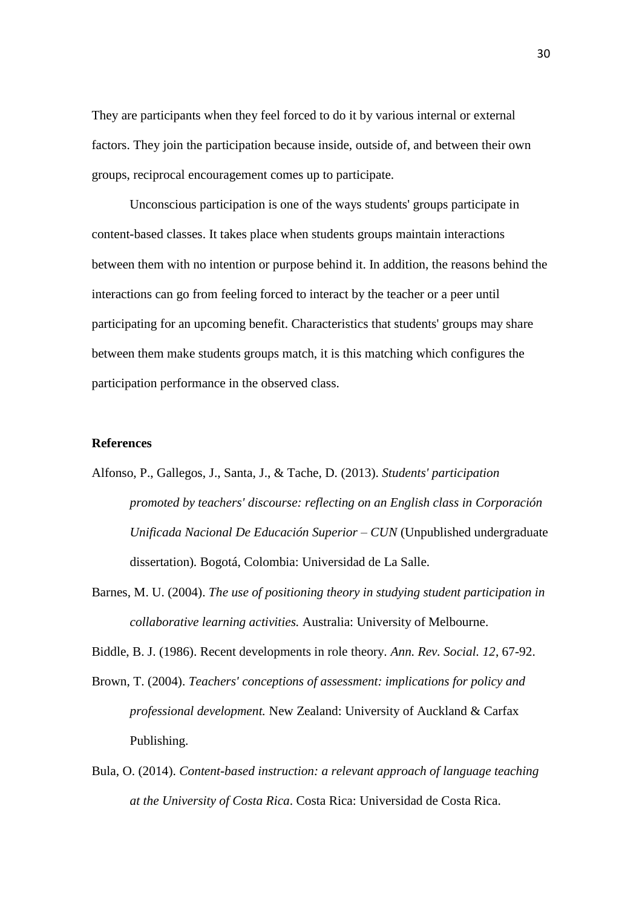They are participants when they feel forced to do it by various internal or external factors. They join the participation because inside, outside of, and between their own groups, reciprocal encouragement comes up to participate.

Unconscious participation is one of the ways students' groups participate in content-based classes. It takes place when students groups maintain interactions between them with no intention or purpose behind it. In addition, the reasons behind the interactions can go from feeling forced to interact by the teacher or a peer until participating for an upcoming benefit. Characteristics that students' groups may share between them make students groups match, it is this matching which configures the participation performance in the observed class.

**References**

Alfonso, P., Gallegos, J., Santa, J., & Tache, D. (2013). *Students' participation promoted by teachers' discourse: reflecting on an English class in Corporación Unificada Nacional De Educación Superior – CUN* (Unpublished undergraduate dissertation). Bogotá, Colombia: Universidad de La Salle.

Barnes, M. U. (2004). *The use of positioning theory in studying student participation in collaborative learning activities.* Australia: University of Melbourne.

Biddle, B. J. (1986). Recent developments in role theory. *Ann. Rev. Social. 12*, 67-92.

Brown, T. (2004). *Teachers' conceptions of assessment: implications for policy and professional development.* New Zealand: University of Auckland & Carfax Publishing.

Bula, O. (2014). *Content-based instruction: a relevant approach of language teaching at the University of Costa Rica*. Costa Rica: Universidad de Costa Rica.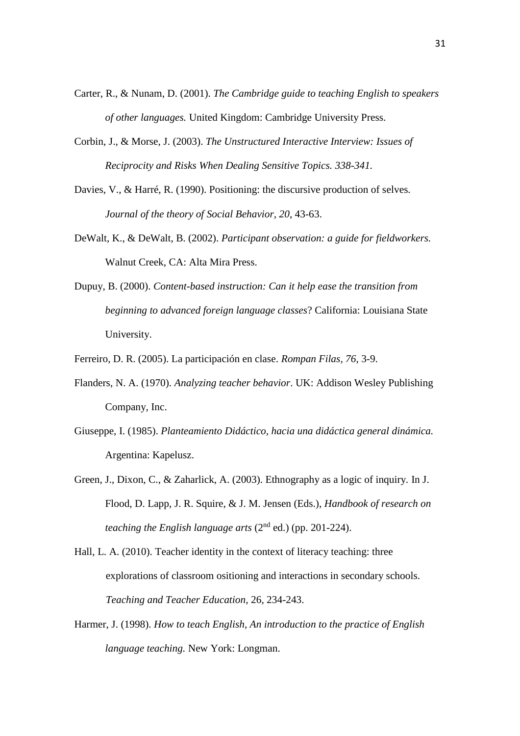Carter, R., & Nunam, D. (2001). *The Cambridge guide to teaching English to speakers of other languages.* United Kingdom: Cambridge University Press.

Corbin, J., & Morse, J. (2003). *The Unstructured Interactive Interview: Issues of Reciprocity and Risks When Dealing Sensitive Topics. 338-341.*

Davies, V., & Harré, R. (1990). Positioning: the discursive production of selves. *Journal of the theory of Social Behavior, 20*, 43-63.

DeWalt, K., & DeWalt, B. (2002). *Participant observation: a guide for fieldworkers.* Walnut Creek, CA: Alta Mira Press.

Dupuy, B. (2000). *Content-based instruction: Can it help ease the transition from beginning to advanced foreign language classes*? California: Louisiana State University.

Ferreiro, D. R. (2005). La participación en clase. *Rompan Filas, 76*, 3-9.

Flanders, N. A. (1970). *Analyzing teacher behavior*. UK: Addison Wesley Publishing Company, Inc.

Giuseppe, I. (1985). *Planteamiento Didáctico, hacia una didáctica general dinámica.* Argentina: Kapelusz.

Green, J., Dixon, C., & Zaharlick, A. (2003). Ethnography as a logic of inquiry. In J. Flood, D. Lapp, J. R. Squire, & J. M. Jensen (Eds.), *Handbook of research on teaching the English language arts* (2nd ed.) (pp. 201-224).

Hall, L. A. (2010). Teacher identity in the context of literacy teaching: three explorations of classroom ositioning and interactions in secondary schools. *Teaching and Teacher Education*, 26, 234-243.

Harmer, J. (1998). *How to teach English, An introduction to the practice of English language teaching.* New York: Longman.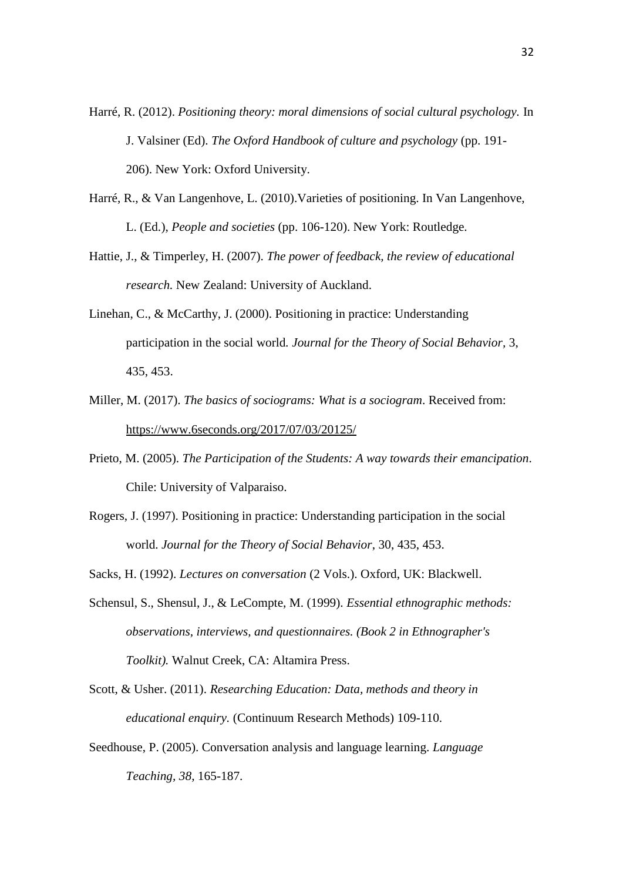Harré, R. (2012). *Positioning theory: moral dimensions of social cultural psychology.* In J. Valsiner (Ed). *The Oxford Handbook of culture and psychology* (pp. 191-206). New York: Oxford University.

Harré, R., & Van Langenhove, L. (2010).Varieties of positioning. In Van Langenhove, L. (Ed.), *People and societies* (pp. 106-120). New York: Routledge.

Hattie, J., & Timperley, H. (2007). *The power of feedback, the review of educational research.* New Zealand: University of Auckland.

Linehan, C., & McCarthy, J. (2000). Positioning in practice: Understanding participation in the social world*. Journal for the Theory of Social Behavior*, 3, 435, 453.

Miller, M. (2017). *The basics of sociograms: What is a sociogram*. Received from: https://www.6seconds.org/2017/07/03/20125/

Prieto, M. (2005). *The Participation of the Students: A way towards their emancipation*. Chile: University of Valparaiso.

Rogers, J. (1997). Positioning in practice: Understanding participation in the social world. *Journal for the Theory of Social Behavior*, 30, 435, 453.

Sacks, H. (1992). *Lectures on conversation* (2 Vols.). Oxford, UK: Blackwell.

Schensul, S., Shensul, J., & LeCompte, M. (1999). *Essential ethnographic methods: observations, interviews, and questionnaires. (Book 2 in Ethnographer's Toolkit).* Walnut Creek, CA: Altamira Press.

Scott, & Usher. (2011). *Researching Education: Data, methods and theory in educational enquiry.* (Continuum Research Methods) 109-110.

Seedhouse, P. (2005). Conversation analysis and language learning. *Language Teaching, 38,* 165-187.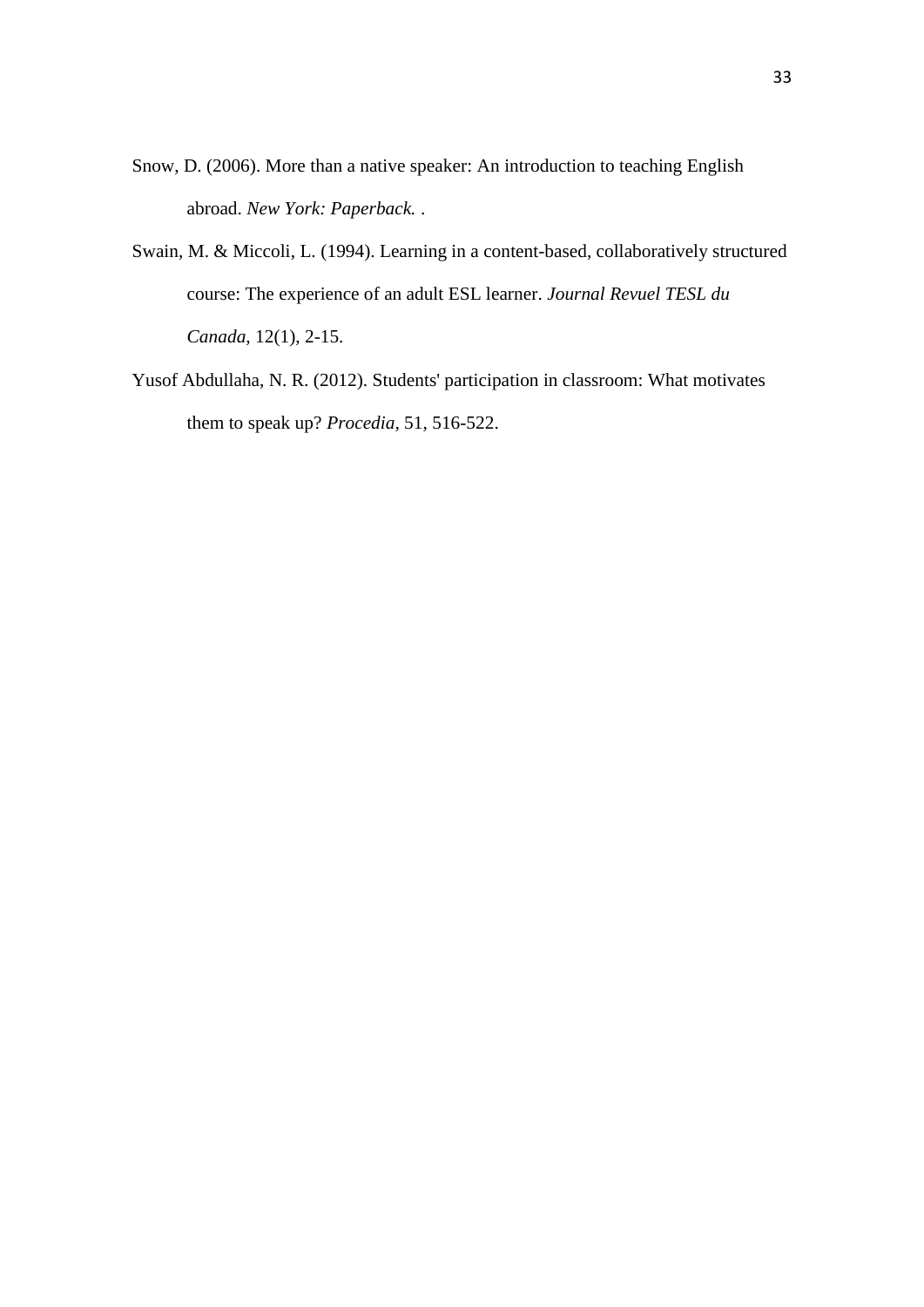Snow, D. (2006). More than a native speaker: An introduction to teaching English abroad. *New York: Paperback.* .

Swain, M. & Miccoli, L. (1994). Learning in a content-based, collaboratively structured course: The experience of an adult ESL learner. *Journal Revuel TESL du Canada*, 12(1), 2-15.

Yusof Abdullaha, N. R. (2012). Students' participation in classroom: What motivates them to speak up? *Procedia*, 51, 516-522.